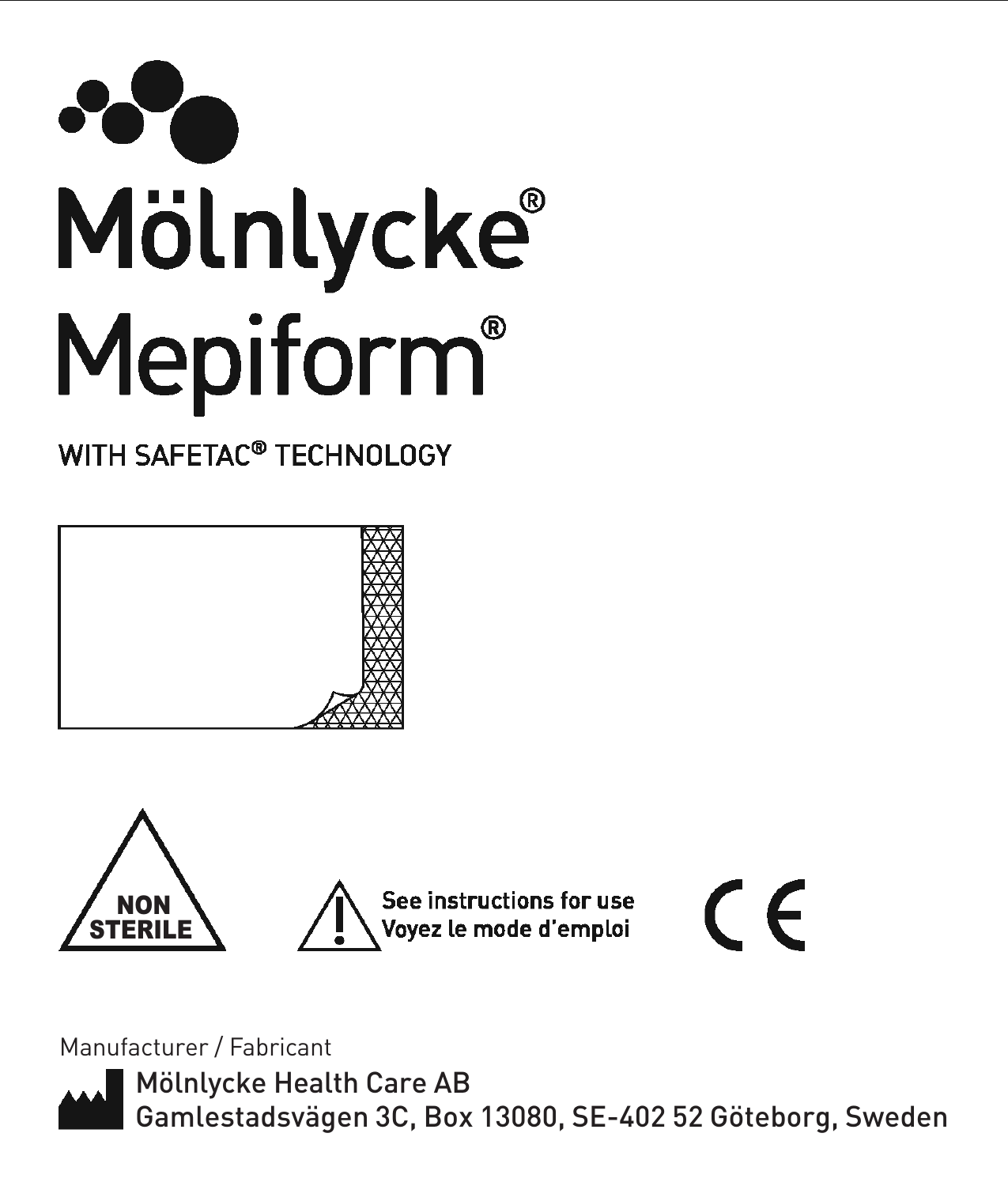# Mölnlycke®

# Mepiform®

WITH SAFETAC® TECHNOLOGY

NON STERILE

See instructions for use
Voyez le mode d'emploi

CE

Manufacturer / Fabricant

Mölnlycke Health Care AB
Gamlestadsvägen 3C, Box 13080, SE-402 52 Göteborg, Sweden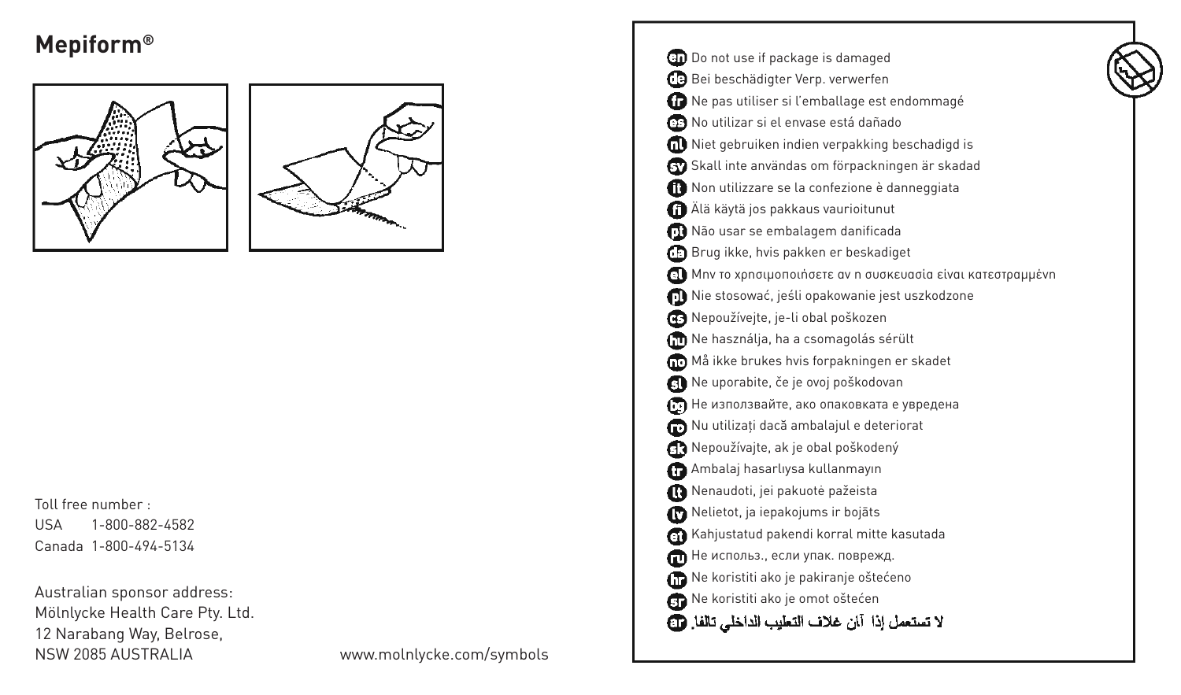# Mepiform®

Toll free number :
USA 1-800-882-4582
Canada 1-800-494-5134

Australian sponsor address:
Mölnlycke Health Care Pty. Ltd.
12 Narabang Way, Belrose,
NSW 2085 AUSTRALIA

www.molnlycke.com/symbols

- **en** Do not use if package is damaged
- **de** Bei beschädigter Verp. verwerfen
- **fr** Ne pas utiliser si l'emballage est endommagé
- **es** No utilizar si el envase está dañado
- **nl** Niet gebruiken indien verpakking beschadigd is
- **sv** Skall inte användas om förpackningen är skadad
- **it** Non utilizzare se la confezione è danneggiata
- **fi** Älä käytä jos pakkaus vaurioitunut
- **pt** Não usar se embalagem danificada
- **da** Brug ikke, hvis pakken er beskadiget
- **el** Μην το χρησιμοποιήσετε αν η συσκευασία είναι κατεστραμμένη
- **pl** Nie stosować, jeśli opakowanie jest uszkodzone
- **cs** Nepoužívejte, je-li obal poškozen
- **hu** Ne használja, ha a csomagolás sérült
- **no** Må ikke brukes hvis forpakningen er skadet
- **sl** Ne uporabite, če je ovoj poškodovan
- **bg** Не използвайте, ако опаковката е увредена
- **ro** Nu utilizați dacă ambalajul e deteriorat
- **sk** Nepoužívajte, ak je obal poškodený
- **tr** Ambalaj hasarlıysa kullanmayın
- **lt** Nenaudoti, jei pakuotė pažeista
- **lv** Nelietot, ja iepakojums ir bojāts
- **et** Kahjustatud pakendi korral mitte kasutada
- **ru** Не использ., если упак. поврежд.
- **hr** Ne koristiti ako je pakiranje oštećeno
- **sr** Ne koristiti ako je omot oštećen
- **ar** لا تستعمل إذا آان غلاف التعليب الداخلي تالفا.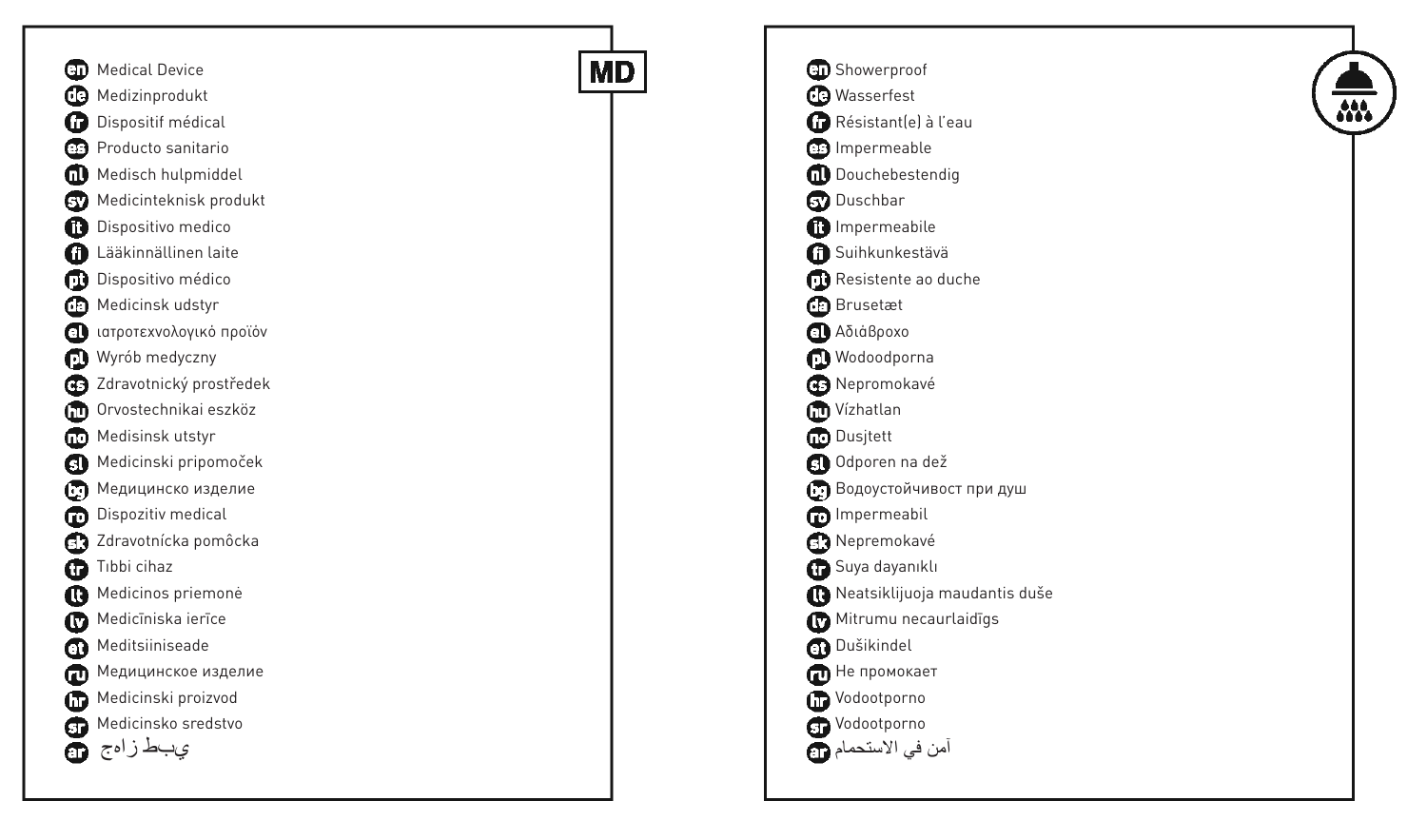MD

en Medical Device
de Medizinprodukt
fr Dispositif médical
es Producto sanitario
nl Medisch hulpmiddel
sv Medicinteknisk produkt
it Dispositivo medico
fi Lääkinnällinen laite
pt Dispositivo médico
da Medicinsk udstyr
el ιατροτεχνολογικό προϊόν
pl Wyrób medyczny
cs Zdravotnický prostředek
hu Orvostechnikai eszköz
no Medisinsk utstyr
sl Medicinski pripomoček
bg Медицинско изделие
ro Dispozitiv medical
sk Zdravotnícka pomôcka
tr Tıbbi cihaz
lt Medicinos priemonė
lv Medicīniska ierīce
et Meditsiiniseade
ru Медицинское изделие
hr Medicinski proizvod
sr Medicinsko sredstvo
ar جهاز طبي

en Showerproof
de Wasserfest
fr Résistant(e) à l'eau
es Impermeable
nl Douchebestendig
sv Duschbar
it Impermeabile
fi Suihkunkestävä
pt Resistente ao duche
da Brusetæt
el Αδιάβροχο
pl Wodoodporna
cs Nepromokavé
hu Vízhatlan
no Dusjtett
sl Odporen na dež
bg Водоустойчивост при душ
ro Impermeabil
sk Nepremokavé
tr Suya dayanıklı
lt Neatsiklijuoja maudantis duše
lv Mitrumu necaurlaidīgs
et Dušikindel
ru Не промокает
hr Vodootporno
sr Vodootporno
ar آمن في الاستحمام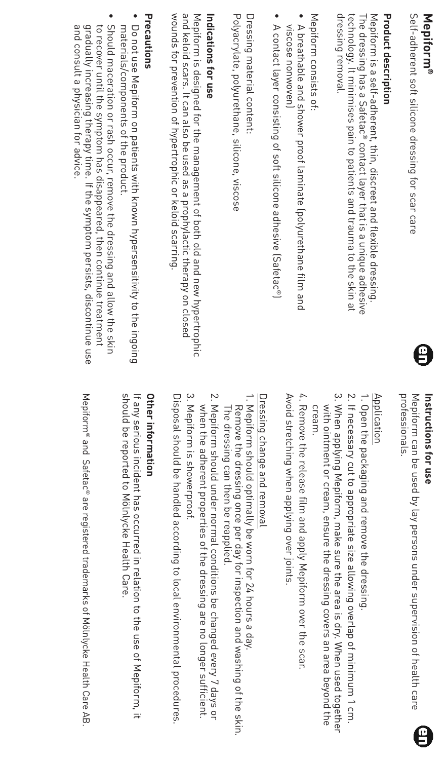# Mepiform®

Self-adherent soft silicone dressing for scar care

en

## Product description

Mepiform is a self-adherent, thin, discreet and flexible dressing. The dressing has a Safetac® contact layer that is a unique adhesive technology. It minimises pain to patients and trauma to the skin at dressing removal.

Mepiform consists of:

- A breathable and shower proof laminate (polyurethane film and viscose nonwoven)
- A contact layer consisting of soft silicone adhesive (Safetac®)

Dressing material content:
Polyacrylate, polyurethane, silicone, viscose

## Indications for use

Mepiform is designed for the management of both old and new hypertrophic and keloid scars. It can also be used as a prophylactic therapy on closed wounds for prevention of hypertrophic or keloid scarring.

## Precautions

- Do not use Mepiform on patients with known hypersensitivity to the ingoing materials/components of the product.
- Should maceration or rash occur, remove the dressing and allow the skin to recover until the symptom has disappeared, then continue treatment gradually increasing therapy time. If the symptom persists, discontinue use and consult a physician for advice.

## Instructions for use

Mepiform can be used by lay persons under supervision of health care professionals.

Application

1. Open the packaging and remove the dressing.
2. If necessary cut to appropriate size allowing overlap of minimum 1 cm.
3. When applying Mepiform, make sure the area is dry. When used together with ointment or cream, ensure the dressing covers an area beyond the cream.
4. Remove the release film and apply Mepiform over the scar.

Avoid stretching when applying over joints.

Dressing change and removal

1. Mepiform should optimally be worn for 24 hours a day. Remove the dressing once per day for inspection and washing of the skin. The dressing can then be reapplied.
2. Mepiform should under normal conditions be changed every 7 days or when the adherent properties of the dressing are no longer sufficient.
3. Mepiform is showerproof.

Disposal should be handled according to local environmental procedures.

## Other information

If any serious incident has occurred in relation to the use of Mepiform, it should be reported to Mölnlycke Health Care.

Mepiform® and Safetac® are registered trademarks of Mölnlycke Health Care AB.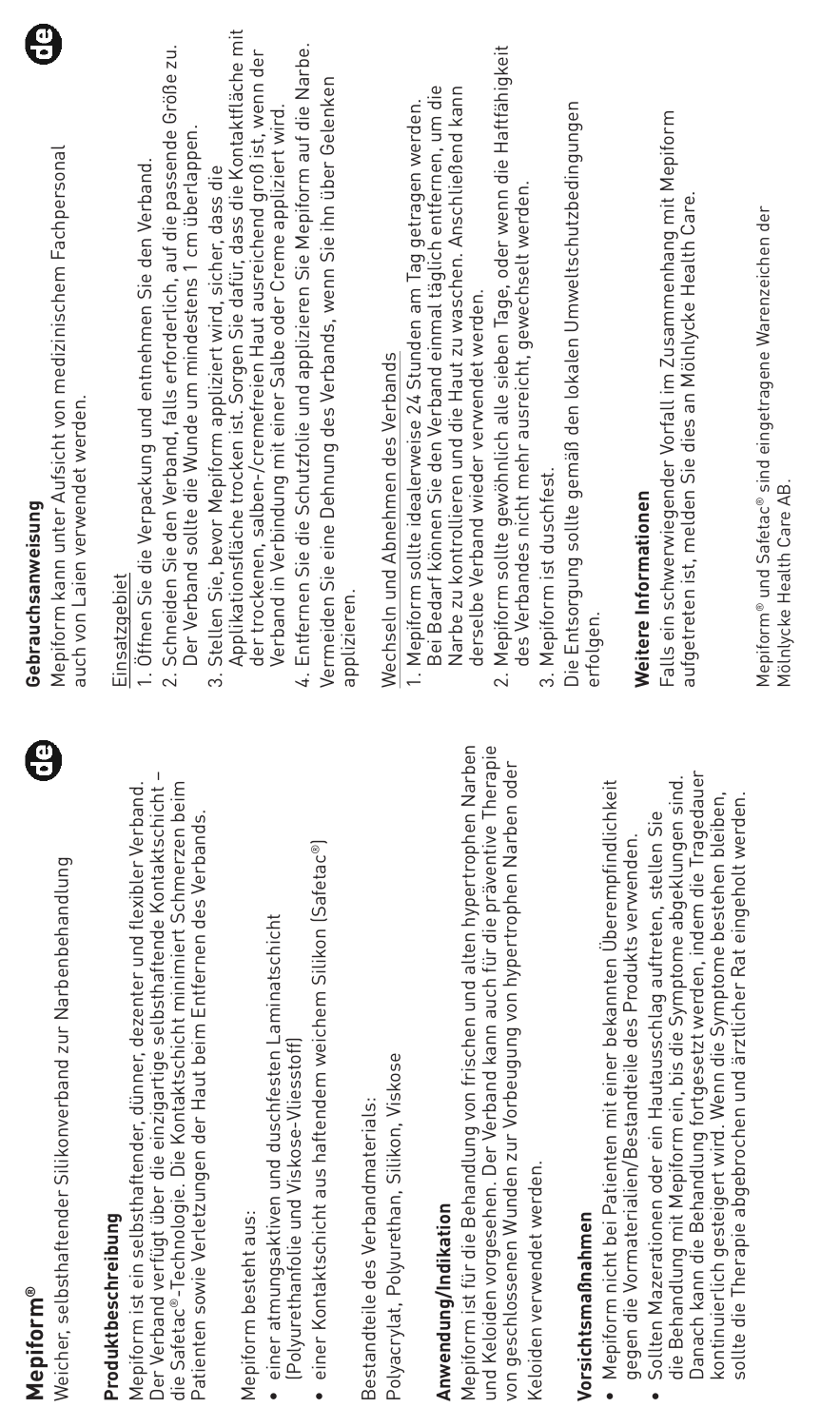# Mepiform®

Weicher, selbsthaftender Silikonverband zur Narbenbehandlung

## Produktbeschreibung

Mepiform ist ein selbsthaftender, dünner, dezenter und flexibler Verband. Der Verband verfügt über die einzigartige selbsthaftende Kontaktschicht – die Safetac®-Technologie. Die Kontaktschicht minimiert Schmerzen beim Patienten sowie Verletzungen der Haut beim Entfernen des Verbands.

Mepiform besteht aus:

- einer atmungsaktiven und duschfesten Laminatschicht (Polyurethanfolie und Viskose-Vliesstoff)
- einer Kontaktschicht aus haftendem weichem Silikon (Safetac®)

Bestandteile des Verbandmaterials:
Polyacrylat, Polyurethan, Silikon, Viskose

## Anwendung/Indikation

Mepiform ist für die Behandlung von frischen und alten hypertrophen Narben und Keloiden vorgesehen. Der Verband kann auch für die präventive Therapie von geschlossenen Wunden zur Vorbeugung von hypertrophen Narben oder Keloiden verwendet werden.

## Vorsichtsmaßnahmen

- Mepiform nicht bei Patienten mit einer bekannten Überempfindlichkeit gegen die Vormaterialien/Bestandteile des Produkts verwenden.
- Sollten Mazerationen oder ein Hautausschlag auftreten, stellen Sie die Behandlung mit Mepiform ein, bis die Symptome abgeklungen sind. Danach kann die Behandlung fortgesetzt werden, indem die Tragedauer kontinuierlich gesteigert wird. Wenn die Symptome bestehen bleiben, sollte die Therapie abgebrochen und ärztlicher Rat eingeholt werden.

## Gebrauchsanweisung

Mepiform kann unter Aufsicht von medizinischem Fachpersonal auch von Laien verwendet werden.

Einsatzgebiet

1. Öffnen Sie die Verpackung und entnehmen Sie den Verband.
2. Schneiden Sie den Verband, falls erforderlich, auf die passende Größe zu. Der Verband sollte die Wunde um mindestens 1 cm überlappen.
3. Stellen Sie, bevor Mepiform appliziert wird, sicher, dass die Applikationsfläche trocken ist. Sorgen Sie dafür, dass die Kontaktfläche mit der trockenen, salben-/cremefreien Haut ausreichend groß ist, wenn der Verband in Verbindung mit einer Salbe oder Creme appliziert wird.
4. Entfernen Sie die Schutzfolie und applizieren Sie Mepiform auf die Narbe.

Vermeiden Sie eine Dehnung des Verbands, wenn Sie ihn über Gelenken applizieren.

Wechseln und Abnehmen des Verbands

1. Mepiform sollte idealerweise 24 Stunden am Tag getragen werden. Bei Bedarf können Sie den Verband einmal täglich entfernen, um die Narbe zu kontrollieren und die Haut zu waschen. Anschließend kann derselbe Verband wieder verwendet werden.
2. Mepiform sollte gewöhnlich alle sieben Tage, oder wenn die Haftfähigkeit des Verbandes nicht mehr ausreicht, gewechselt werden.
3. Mepiform ist duschfest.

Die Entsorgung sollte gemäß den lokalen Umweltschutzbedingungen erfolgen.

## Weitere Informationen

Falls ein schwerwiegender Vorfall im Zusammenhang mit Mepiform aufgetreten ist, melden Sie dies an Mölnlycke Health Care.

Mepiform® und Safetac® sind eingetragene Warenzeichen der Mölnlycke Health Care AB.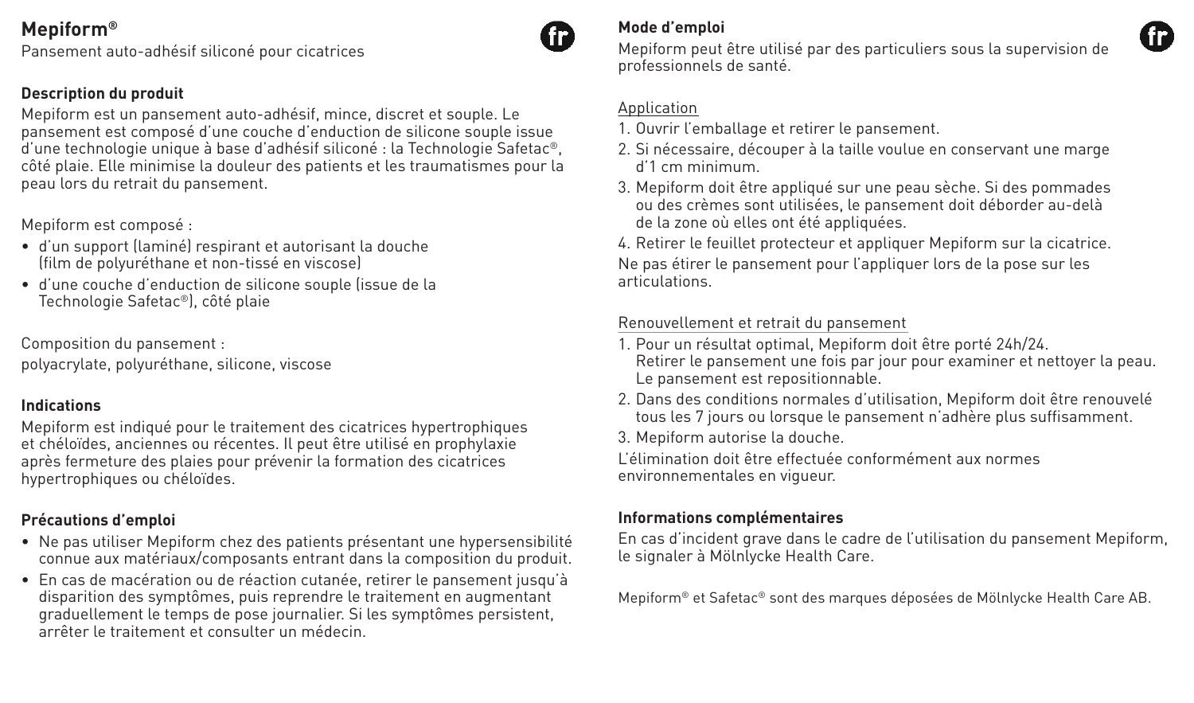# Mepiform®

Pansement auto-adhésif siliconé pour cicatrices

## Description du produit

Mepiform est un pansement auto-adhésif, mince, discret et souple. Le pansement est composé d'une couche d'enduction de silicone souple issue d'une technologie unique à base d'adhésif siliconé : la Technologie Safetac®, côté plaie. Elle minimise la douleur des patients et les traumatismes pour la peau lors du retrait du pansement.

Mepiform est composé :

- d'un support (laminé) respirant et autorisant la douche (film de polyuréthane et non-tissé en viscose)
- d'une couche d'enduction de silicone souple (issue de la Technologie Safetac®), côté plaie

Composition du pansement :
polyacrylate, polyuréthane, silicone, viscose

## Indications

Mepiform est indiqué pour le traitement des cicatrices hypertrophiques et chéloïdes, anciennes ou récentes. Il peut être utilisé en prophylaxie après fermeture des plaies pour prévenir la formation des cicatrices hypertrophiques ou chéloïdes.

## Précautions d'emploi

- Ne pas utiliser Mepiform chez des patients présentant une hypersensibilité connue aux matériaux/composants entrant dans la composition du produit.
- En cas de macération ou de réaction cutanée, retirer le pansement jusqu'à disparition des symptômes, puis reprendre le traitement en augmentant graduellement le temps de pose journalier. Si les symptômes persistent, arrêter le traitement et consulter un médecin.

## Mode d'emploi

Mepiform peut être utilisé par des particuliers sous la supervision de professionnels de santé.

### Application

1. Ouvrir l'emballage et retirer le pansement.
2. Si nécessaire, découper à la taille voulue en conservant une marge d'1 cm minimum.
3. Mepiform doit être appliqué sur une peau sèche. Si des pommades ou des crèmes sont utilisées, le pansement doit déborder au-delà de la zone où elles ont été appliquées.
4. Retirer le feuillet protecteur et appliquer Mepiform sur la cicatrice.

Ne pas étirer le pansement pour l'appliquer lors de la pose sur les articulations.

### Renouvellement et retrait du pansement

1. Pour un résultat optimal, Mepiform doit être porté 24h/24. Retirer le pansement une fois par jour pour examiner et nettoyer la peau. Le pansement est repositionnable.
2. Dans des conditions normales d'utilisation, Mepiform doit être renouvelé tous les 7 jours ou lorsque le pansement n'adhère plus suffisamment.
3. Mepiform autorise la douche.

L'élimination doit être effectuée conformément aux normes environnementales en vigueur.

## Informations complémentaires

En cas d'incident grave dans le cadre de l'utilisation du pansement Mepiform, le signaler à Mölnlycke Health Care.

Mepiform® et Safetac® sont des marques déposées de Mölnlycke Health Care AB.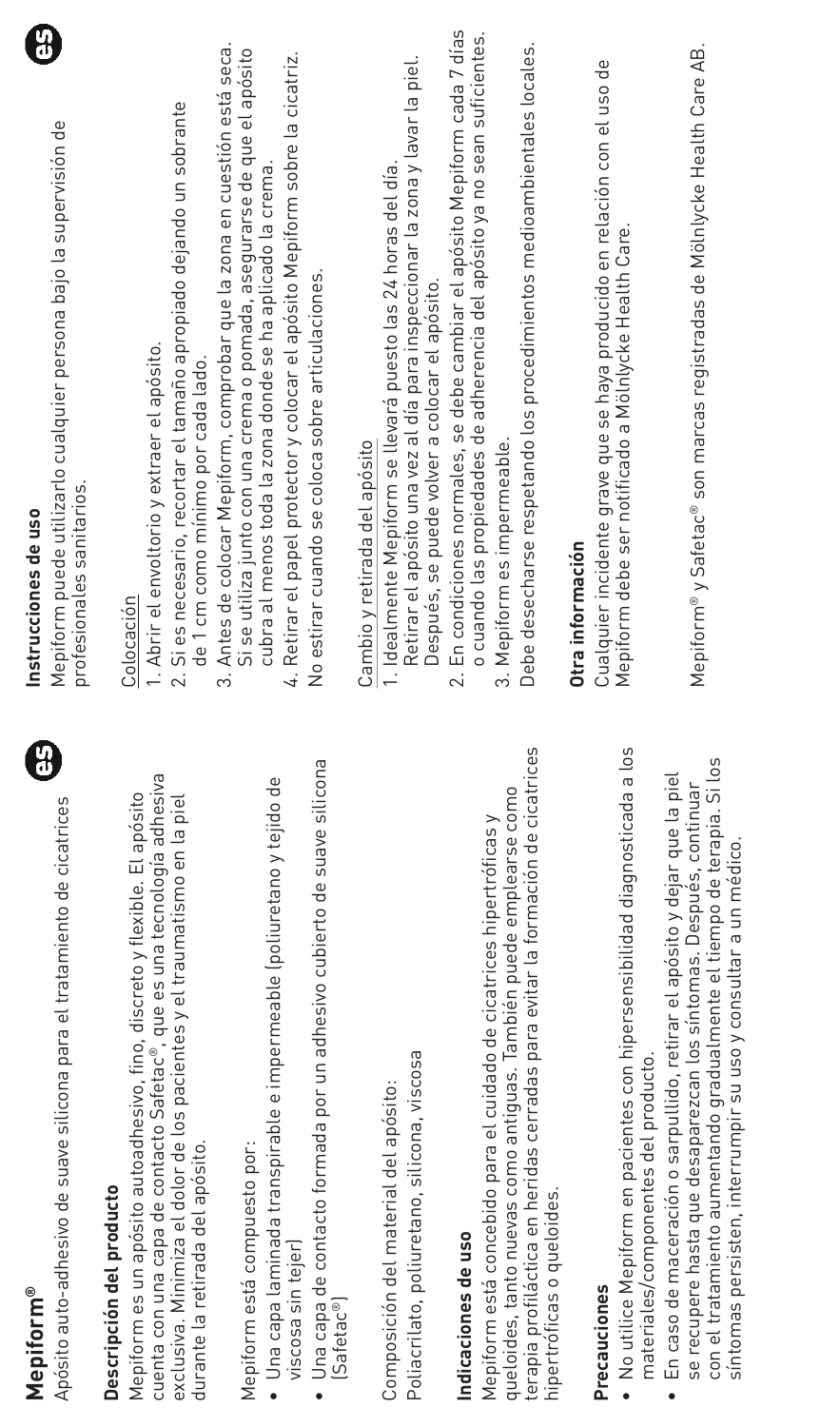# Mepiform®

Apósito auto-adhesivo de suave silicona para el tratamiento de cicatrices

## Descripción del producto

Mepiform es un apósito autoadhesivo, fino, discreto y flexible. El apósito cuenta con una capa de contacto Safetac®, que es una tecnología adhesiva exclusiva. Minimiza el dolor de los pacientes y el traumatismo en la piel durante la retirada del apósito.

Mepiform está compuesto por:

- Una capa laminada transpirable e impermeable (poliuretano y tejido de viscosa sin tejer)
- Una capa de contacto formada por un adhesivo cubierto de suave silicona (Safetac®)

Composición del material del apósito:
Poliacrilato, poliuretano, silicona, viscosa

## Indicaciones de uso

Mepiform está concebido para el cuidado de cicatrices hipertróficas y queloides, tanto nuevas como antiguas. También puede emplearse como terapia profiláctica en heridas cerradas para evitar la formación de cicatrices hipertróficas o queloides.

## Precauciones

- No utilice Mepiform en pacientes con hipersensibilidad diagnosticada a los materiales/componentes del producto.
- En caso de maceración o sarpullido, retirar el apósito y dejar que la piel se recupere hasta que desaparezcan los síntomas. Después, continuar con el tratamiento aumentando gradualmente el tiempo de terapia. Si los síntomas persisten, interrumpir su uso y consultar a un médico.

## Instrucciones de uso

Mepiform puede utilizarlo cualquier persona bajo la supervisión de profesionales sanitarios.

Colocación

1. Abrir el envoltorio y extraer el apósito.
2. Si es necesario, recortar el tamaño apropiado dejando un sobrante de 1 cm como mínimo por cada lado.
3. Antes de colocar Mepiform, comprobar que la zona en cuestión está seca. Si se utiliza junto con una crema o pomada, asegurarse de que el apósito cubra al menos toda la zona donde se ha aplicado la crema.
4. Retirar el papel protector y colocar el apósito Mepiform sobre la cicatriz.

No estirar cuando se coloca sobre articulaciones.

Cambio y retirada del apósito

1. Idealmente Mepiform se llevará puesto las 24 horas del día. Retirar el apósito una vez al día para inspeccionar la zona y lavar la piel. Después, se puede volver a colocar el apósito.
2. En condiciones normales, se debe cambiar el apósito Mepiform cada 7 días o cuando las propiedades de adherencia del apósito ya no sean suficientes.
3. Mepiform es impermeable.

Debe desecharse respetando los procedimientos medioambientales locales.

## Otra información

Cualquier incidente grave que se haya producido en relación con el uso de Mepiform debe ser notificado a Mölnlycke Health Care.

Mepiform® y Safetac® son marcas registradas de Mölnlycke Health Care AB.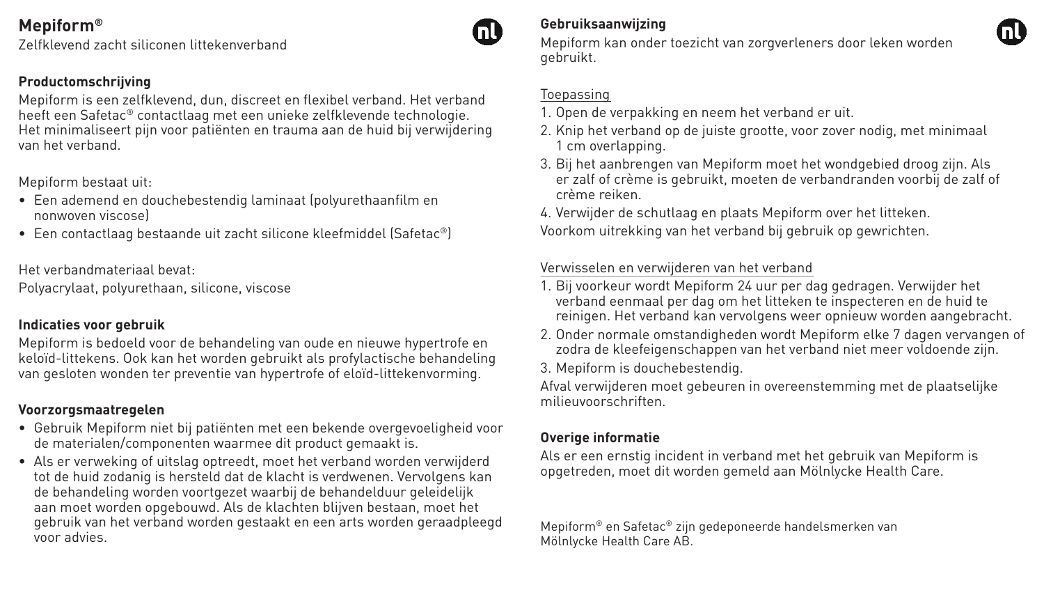# Mepiform®

Zelfklevend zacht siliconen littekenverband

## Productomschrijving

Mepiform is een zelfklevend, dun, discreet en flexibel verband. Het verband heeft een Safetac® contactlaag met een unieke zelfklevende technologie. Het minimaliseert pijn voor patiënten en trauma aan de huid bij verwijdering van het verband.

Mepiform bestaat uit:

- Een ademend en douchebestendig laminaat (polyurethaanfilm en nonwoven viscose)
- Een contactlaag bestaande uit zacht silicone kleefmiddel (Safetac®)

Het verbandmateriaal bevat:
Polyacrylaat, polyurethaan, silicone, viscose

## Indicaties voor gebruik

Mepiform is bedoeld voor de behandeling van oude en nieuwe hypertrofe en keloïd-littekens. Ook kan het worden gebruikt als profylactische behandeling van gesloten wonden ter preventie van hypertrofe of eloïd-littekenvorming.

## Voorzorgsmaatregelen

- Gebruik Mepiform niet bij patiënten met een bekende overgevoeligheid voor de materialen/componenten waarmee dit product gemaakt is.
- Als er verweking of uitslag optreedt, moet het verband worden verwijderd tot de huid zodanig is hersteld dat de klacht is verdwenen. Vervolgens kan de behandeling worden voortgezet waarbij de behandelduur geleidelijk aan moet worden opgebouwd. Als de klachten blijven bestaan, moet het gebruik van het verband worden gestaakt en een arts worden geraadpleegd voor advies.

## Gebruiksaanwijzing

Mepiform kan onder toezicht van zorgverleners door leken worden gebruikt.

### Toepassing

1. Open de verpakking en neem het verband er uit.
2. Knip het verband op de juiste grootte, voor zover nodig, met minimaal 1 cm overlapping.
3. Bij het aanbrengen van Mepiform moet het wondgebied droog zijn. Als er zalf of crème is gebruikt, moeten de verbandranden voorbij de zalf of crème reiken.
4. Verwijder de schutlaag en plaats Mepiform over het litteken.

Voorkom uitrekking van het verband bij gebruik op gewrichten.

### Verwisselen en verwijderen van het verband

1. Bij voorkeur wordt Mepiform 24 uur per dag gedragen. Verwijder het verband eenmaal per dag om het litteken te inspecteren en de huid te reinigen. Het verband kan vervolgens weer opnieuw worden aangebracht.
2. Onder normale omstandigheden wordt Mepiform elke 7 dagen vervangen of zodra de kleefeigenschappen van het verband niet meer voldoende zijn.
3. Mepiform is douchebestendig.

Afval verwijderen moet gebeuren in overeenstemming met de plaatselijke milieuvoorschriften.

## Overige informatie

Als er een ernstig incident in verband met het gebruik van Mepiform is opgetreden, moet dit worden gemeld aan Mölnlycke Health Care.

Mepiform® en Safetac® zijn gedeponeerde handelsmerken van Mölnlycke Health Care AB.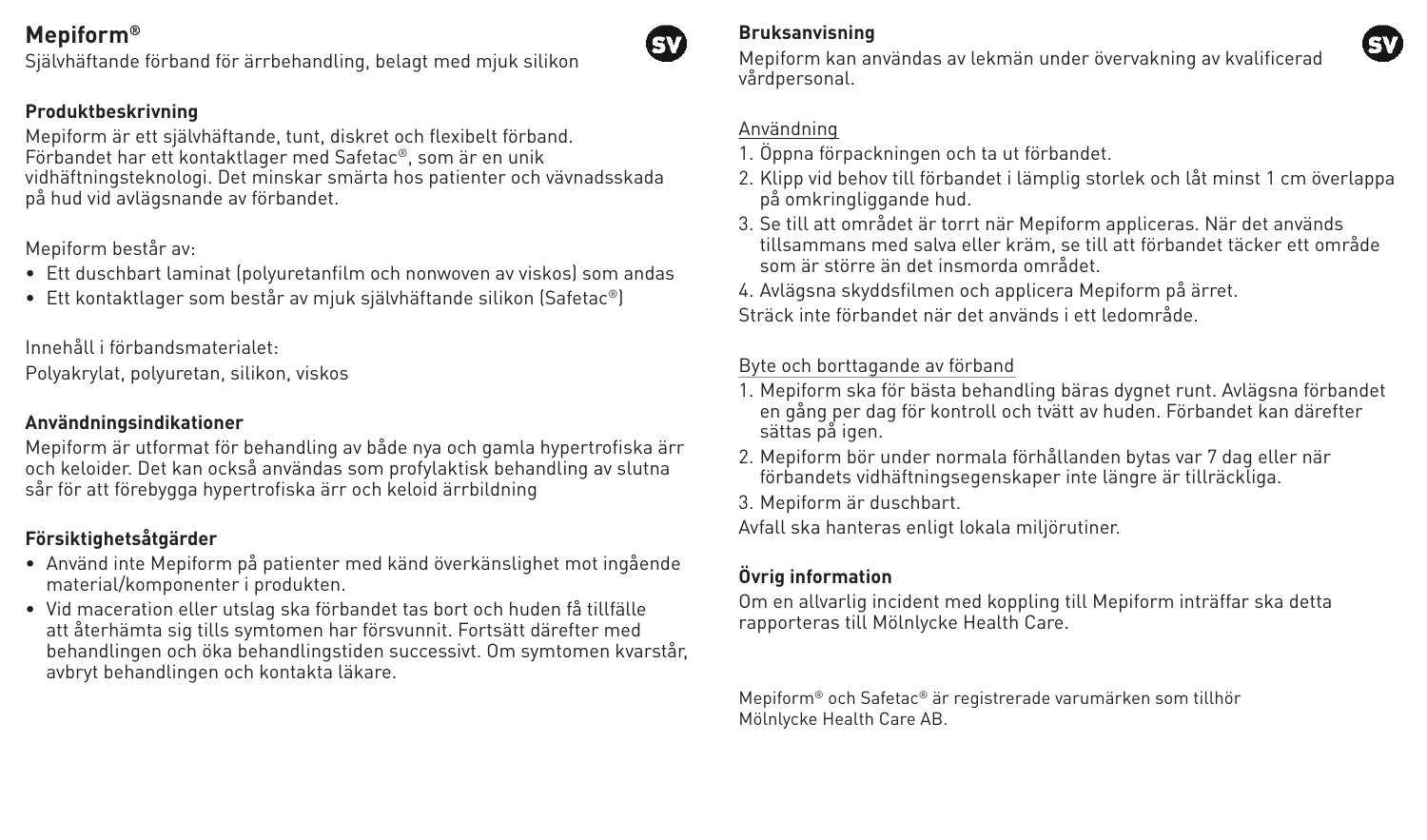# Mepiform®

Självhäftande förband för ärrbehandling, belagt med mjuk silikon

**Produktbeskrivning**

Mepiform är ett självhäftande, tunt, diskret och flexibelt förband. Förbandet har ett kontaktlager med Safetac®, som är en unik vidhäftningsteknologi. Det minskar smärta hos patienter och vävnadsskada på hud vid avlägsnande av förbandet.

Mepiform består av:

- Ett duschbart laminat (polyuretanfilm och nonwoven av viskos) som andas
- Ett kontaktlager som består av mjuk självhäftande silikon (Safetac®)

Innehåll i förbandsmaterialet:

Polyakrylat, polyuretan, silikon, viskos

**Användningsindikationer**

Mepiform är utformat för behandling av både nya och gamla hypertrofiska ärr och keloider. Det kan också användas som profylaktisk behandling av slutna sår för att förebygga hypertrofiska ärr och keloid ärrbildning

**Försiktighetsåtgärder**

- Använd inte Mepiform på patienter med känd överkänslighet mot ingående material/komponenter i produkten.
- Vid maceration eller utslag ska förbandet tas bort och huden få tillfälle att återhämta sig tills symtomen har försvunnit. Fortsätt därefter med behandlingen och öka behandlingstiden successivt. Om symtomen kvarstår, avbryt behandlingen och kontakta läkare.

**Bruksanvisning**

Mepiform kan användas av lekmän under övervakning av kvalificerad vårdpersonal.

Användning

1. Öppna förpackningen och ta ut förbandet.
2. Klipp vid behov till förbandet i lämplig storlek och låt minst 1 cm överlappa på omkringliggande hud.
3. Se till att området är torrt när Mepiform appliceras. När det används tillsammans med salva eller kräm, se till att förbandet täcker ett område som är större än det insmorda området.
4. Avlägsna skyddsfilmen och applicera Mepiform på ärret.

Sträck inte förbandet när det används i ett ledområde.

Byte och borttagande av förband

1. Mepiform ska för bästa behandling bäras dygnet runt. Avlägsna förbandet en gång per dag för kontroll och tvätt av huden. Förbandet kan därefter sättas på igen.
2. Mepiform bör under normala förhållanden bytas var 7 dag eller när förbandets vidhäftningsegenskaper inte längre är tillräckliga.
3. Mepiform är duschbart.

Avfall ska hanteras enligt lokala miljörutiner.

**Övrig information**

Om en allvarlig incident med koppling till Mepiform inträffar ska detta rapporteras till Mölnlycke Health Care.

Mepiform® och Safetac® är registrerade varumärken som tillhör Mölnlycke Health Care AB.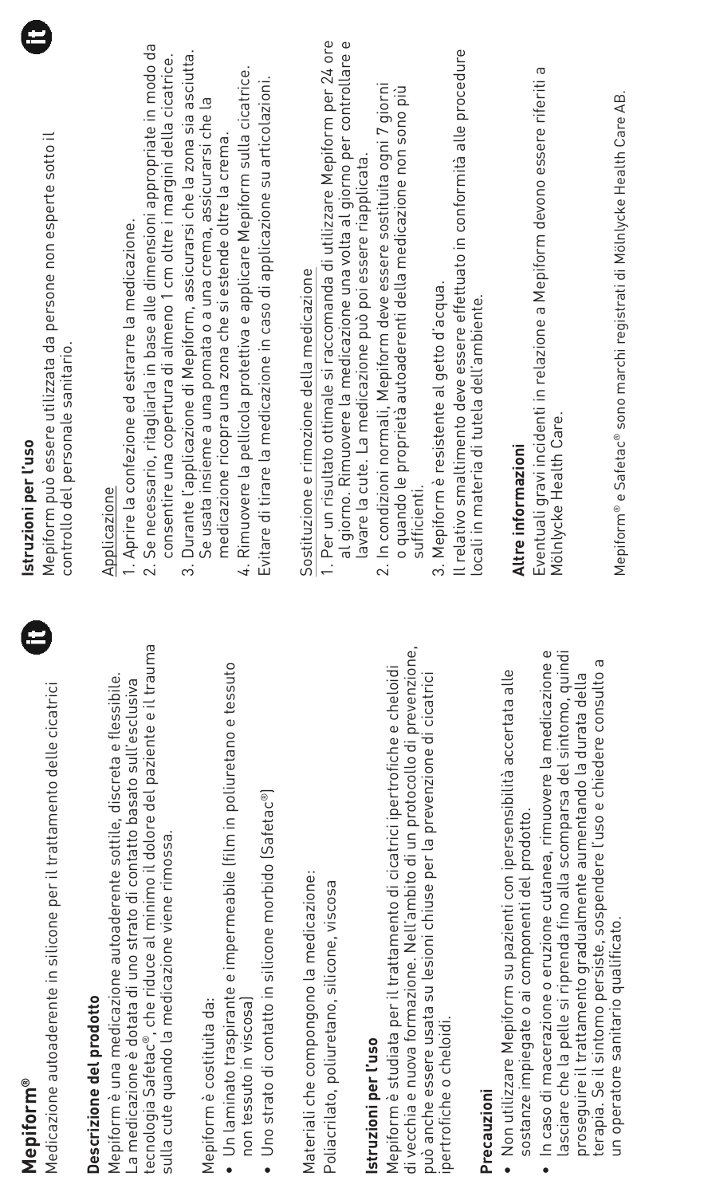# Mepiform®

Medicazione autoaderente in silicone per il trattamento delle cicatrici

## Descrizione del prodotto

Mepiform è una medicazione autoaderente sottile, discreta e flessibile. La medicazione è dotata di uno strato di contatto basato sull'esclusiva tecnologia Safetac®, che riduce al minimo il dolore del paziente e il trauma sulla cute quando la medicazione viene rimossa.

Mepiform è costituita da:

- Un laminato traspirante e impermeabile (film in poliuretano e tessuto non tessuto in viscosa)
- Uno strato di contatto in silicone morbido (Safetac®)

Materiali che compongono la medicazione:
Poliacrilato, poliuretano, silicone, viscosa

## Istruzioni per l'uso

Mepiform è studiata per il trattamento di cicatrici ipertrofiche e cheloidi di vecchia e nuova formazione. Nell'ambito di un protocollo di prevenzione, può anche essere usata su lesioni chiuse per la prevenzione di cicatrici ipertrofiche o cheloidi.

## Precauzioni

- Non utilizzare Mepiform su pazienti con ipersensibilità accertata alle sostanze impiegate o ai componenti del prodotto.
- In caso di macerazione o eruzione cutanea, rimuovere la medicazione e lasciare che la pelle si riprenda fino alla scomparsa del sintomo, quindi proseguire il trattamento gradualmente aumentando la durata della terapia. Se il sintomo persiste, sospendere l'uso e chiedere consulto a un operatore sanitario qualificato.

## Istruzioni per l'uso

Mepiform può essere utilizzata da persone non esperte sotto il controllo del personale sanitario.

Applicazione

1. Aprire la confezione ed estrarre la medicazione.
2. Se necessario, ritagliarla in base alle dimensioni appropriate in modo da consentire una copertura di almeno 1 cm oltre i margini della cicatrice.
3. Durante l'applicazione di Mepiform, assicurarsi che la zona sia asciutta. Se usata insieme a una pomata o a una crema, assicurarsi che la medicazione ricopra una zona che si estende oltre la crema.
4. Rimuovere la pellicola protettiva e applicare Mepiform sulla cicatrice.

Evitare di tirare la medicazione in caso di applicazione su articolazioni.

Sostituzione e rimozione della medicazione

1. Per un risultato ottimale si raccomanda di utilizzare Mepiform per 24 ore al giorno. Rimuovere la medicazione una volta al giorno per controllare e lavare la cute. La medicazione può poi essere riapplicata.
2. In condizioni normali, Mepiform deve essere sostituita ogni 7 giorni o quando le proprietà autoaderenti della medicazione non sono più sufficienti.
3. Mepiform è resistente al getto d'acqua.

Il relativo smaltimento deve essere effettuato in conformità alle procedure locali in materia di tutela dell'ambiente.

## Altre informazioni

Eventuali gravi incidenti in relazione a Mepiform devono essere riferiti a Mölnlycke Health Care.

Mepiform® e Safetac® sono marchi registrati di Mölnlycke Health Care AB.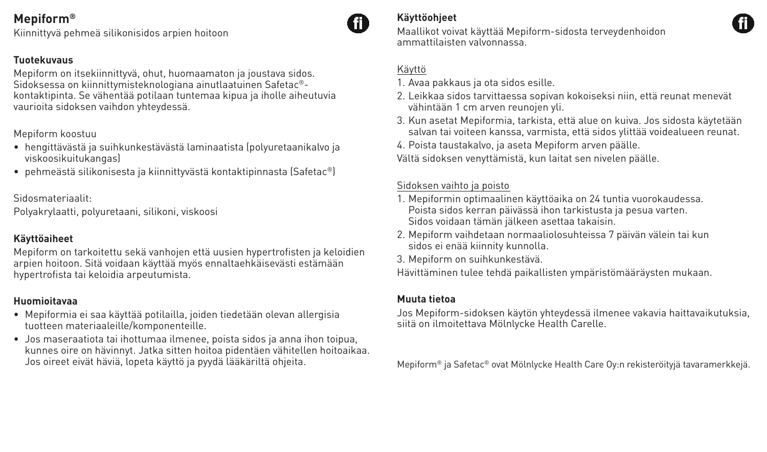# Mepiform®

Kiinnittyvä pehmeä silikonisidos arpien hoitoon

### Tuotekuvaus

Mepiform on itsekiinnittyvä, ohut, huomaamaton ja joustava sidos. Sidoksessa on kiinnittymisteknologiana ainutlaatuinen Safetac®-kontaktipinta. Se vähentää potilaan tuntemaa kipua ja iholle aiheutuvia vaurioita sidoksen vaihdon yhteydessä.

Mepiform koostuu

- hengittävästä ja suihkunkestävästä laminaatista (polyuretaanikalvo ja viskoosikuitukangas)
- pehmeästä silikonisesta ja kiinnittyvästä kontaktipinnasta (Safetac®)

Sidosmateriaalit:

Polyakrylaatti, polyuretaani, silikoni, viskoosi

### Käyttöaiheet

Mepiform on tarkoitettu sekä vanhojen että uusien hypertrofisten ja keloidien arpien hoitoon. Sitä voidaan käyttää myös ennaltaehkäisevästi estämään hypertrofista tai keloidia arpeutumista.

### Huomioitavaa

- Mepiformia ei saa käyttää potilailla, joiden tiedetään olevan allergisia tuotteen materiaaleille/komponenteille.
- Jos maseraatiota tai ihottumaa ilmenee, poista sidos ja anna ihon toipua, kunnes oire on hävinnyt. Jatka sitten hoitoa pidentäen vähitellen hoitoaikaa. Jos oireet eivät häviä, lopeta käyttö ja pyydä lääkäriltä ohjeita.

### Käyttöohjeet

Maallikot voivat käyttää Mepiform-sidosta terveydenhoidon ammattilaisten valvonnassa.

Käyttö

1. Avaa pakkaus ja ota sidos esille.
2. Leikkaa sidos tarvittaessa sopivan kokoiseksi niin, että reunat menevät vähintään 1 cm arven reunojen yli.
3. Kun asetat Mepiformia, tarkista, että alue on kuiva. Jos sidosta käytetään salvan tai voiteen kanssa, varmista, että sidos ylittää voidealueen reunat.
4. Poista taustakalvo, ja aseta Mepiform arven päälle.

Vältä sidoksen venyttämistä, kun laitat sen nivelen päälle.

Sidoksen vaihto ja poisto

1. Mepiformin optimaalinen käyttöaika on 24 tuntia vuorokaudessa. Poista sidos kerran päivässä ihon tarkistusta ja pesua varten. Sidos voidaan tämän jälkeen asettaa takaisin.
2. Mepiform vaihdetaan normaaliolosuhteissa 7 päivän välein tai kun sidos ei enää kiinnity kunnolla.
3. Mepiform on suihkunkestävä.

Hävittäminen tulee tehdä paikallisten ympäristömääräysten mukaan.

### Muuta tietoa

Jos Mepiform-sidoksen käytön yhteydessä ilmenee vakavia haittavaikutuksia, siitä on ilmoitettava Mölnlycke Health Carelle.

Mepiform® ja Safetac® ovat Mölnlycke Health Care Oy:n rekisteröityjä tavaramerkkejä.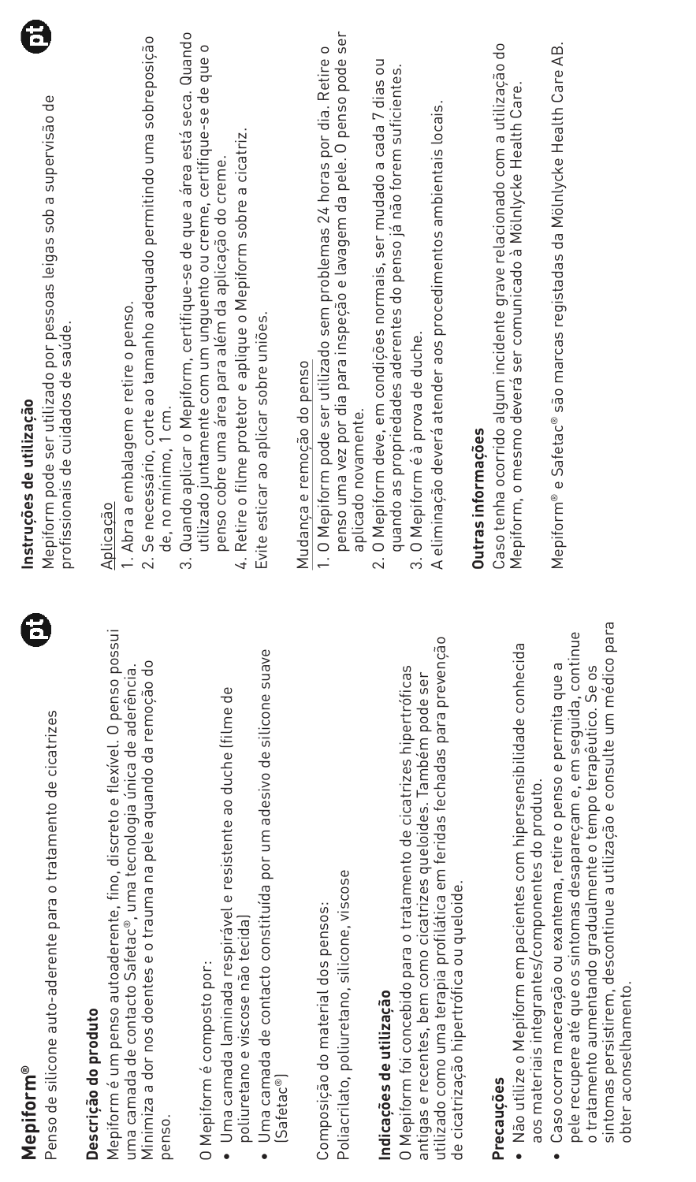# Mepiform®

Penso de silicone auto-aderente para o tratamento de cicatrizes

## Descrição do produto

Mepiform é um penso autoaderente, fino, discreto e flexível. O penso possui uma camada de contacto Safetac®, uma tecnologia única de aderência. Minimiza a dor nos doentes e o trauma na pele aquando da remoção do penso.

O Mepiform é composto por:

- Uma camada laminada respirável e resistente ao duche (filme de poliuretano e viscose não tecida)
- Uma camada de contacto constituída por um adesivo de silicone suave (Safetac®)

Composição do material dos pensos:
Poliacrilato, poliuretano, silicone, viscose

## Indicações de utilização

O Mepiform foi concebido para o tratamento de cicatrizes hipertróficas antigas e recentes, bem como cicatrizes queloides. Também pode ser utilizado como uma terapia profilática em feridas fechadas para prevenção de cicatrização hipertrófica ou queloide.

## Precauções

- Não utilize o Mepiform em pacientes com hipersensibilidade conhecida aos materiais integrantes/componentes do produto.
- Caso ocorra maceração ou exantema, retire o penso e permita que a pele recupere até que os sintomas desapareçam e, em seguida, continue o tratamento aumentando gradualmente o tempo terapêutico. Se os sintomas persistirem, descontinue a utilização e consulte um médico para obter aconselhamento.

## Instruções de utilização

Mepiform pode ser utilizado por pessoas leigas sob a supervisão de profissionais de cuidados de saúde.

Aplicação

1. Abra a embalagem e retire o penso.
2. Se necessário, corte ao tamanho adequado permitindo uma sobreposição de, no mínimo, 1 cm.
3. Quando aplicar o Mepiform, certifique-se de que a área está seca. Quando utilizado juntamente com um unguento ou creme, certifique-se de que o penso cobre uma área para além da aplicação do creme.
4. Retire o filme protetor e aplique o Mepiform sobre a cicatriz.

Evite esticar ao aplicar sobre uniões.

Mudança e remoção do penso

1. O Mepiform pode ser utilizado sem problemas 24 horas por dia. Retire o penso uma vez por dia para inspeção e lavagem da pele. O penso pode ser aplicado novamente.
2. O Mepiform deve, em condições normais, ser mudado a cada 7 dias ou quando as propriedades aderentes do penso já não forem suficientes.
3. O Mepiform é à prova de duche.

A eliminação deverá atender aos procedimentos ambientais locais.

## Outras informações

Caso tenha ocorrido algum incidente grave relacionado com a utilização do Mepiform, o mesmo deverá ser comunicado à Mölnlycke Health Care.

Mepiform® e Safetac® são marcas registadas da Mölnlycke Health Care AB.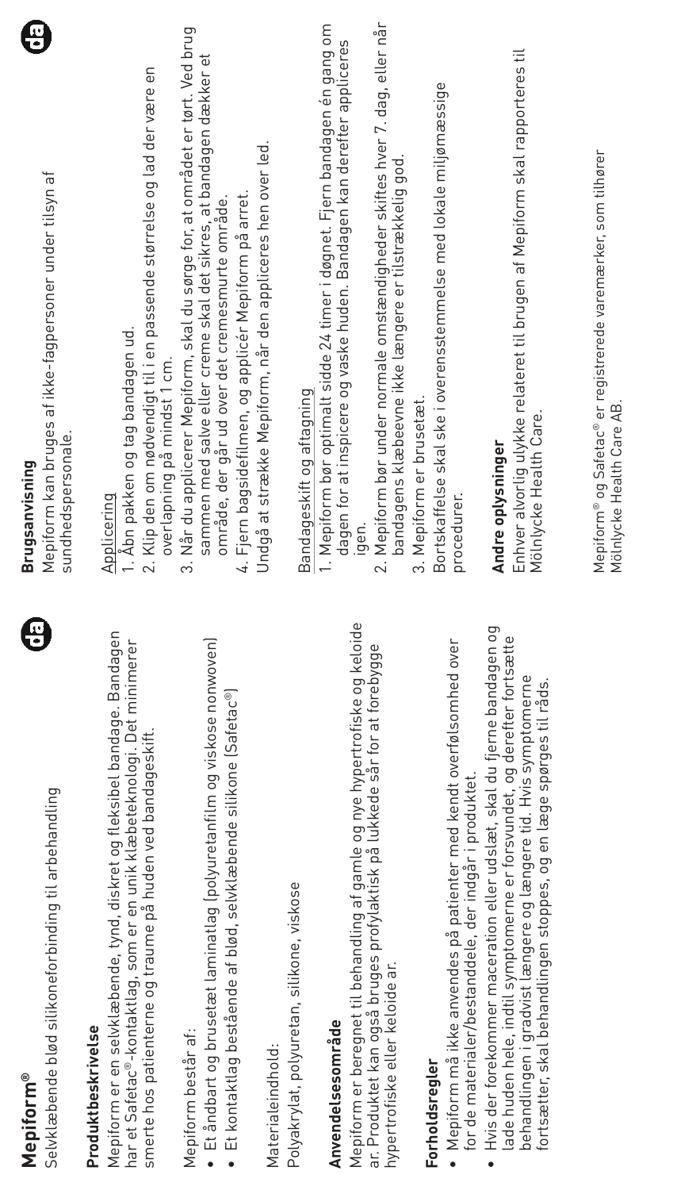# Mepiform®

Selvklæbende blød silikoneforbinding til arbehandling

## Produktbeskrivelse

Mepiform er en selvklæbende, tynd, diskret og fleksibel bandage. Bandagen har et Safetac®-kontaktlag, som er en unik klæbeteknologi. Det minimerer smerte hos patienterne og traume på huden ved bandageskift.

Mepiform består af:

- Et åndbart og brusetæt laminatlag (polyuretanfilm og viskose nonwoven)
- Et kontaktlag bestående af blød, selvklæbende silikone (Safetac®)

Materialeindhold:

Polyakrylat, polyuretan, silikone, viskose

## Anvendelsesområde

Mepiform er beregnet til behandling af gamle og nye hypertrofiske og keloide ar. Produktet kan også bruges profylaktisk på lukkede sår for at forebygge hypertrofiske eller keloide ar.

## Forholdsregler

- Mepiform må ikke anvendes på patienter med kendt overfølsomhed over for de materialer/bestanddele, der indgår i produktet.
- Hvis der forekommer maceration eller udslæt, skal du fjerne bandagen og lade huden hele, indtil symptomerne er forsvundet, og derefter fortsætte behandlingen i gradvist længere og længere tid. Hvis symptomerne fortsætter, skal behandlingen stoppes, og en læge spørges til råds.

## Brugsanvisning

Mepiform kan bruges af ikke-fagpersoner under tilsyn af sundhedspersonale.

Applicering

1. Åbn pakken og tag bandagen ud.
2. Klip den om nødvendigt til i en passende størrelse og lad der være en overlapning på mindst 1 cm.
3. Når du applicerer Mepiform, skal du sørge for, at området er tørt. Ved brug sammen med salve eller creme skal det sikres, at bandagen dækker et område, der går ud over det cremesmurte område.
4. Fjern bagsidefilmen, og applicér Mepiform på arret.

Undgå at strække Mepiform, når den appliceres hen over led.

Bandageskift og aftagning

1. Mepiform bør optimalt sidde 24 timer i døgnet. Fjern bandagen én gang om dagen for at inspicere og vaske huden. Bandagen kan derefter appliceres igen.
2. Mepiform bør under normale omstændigheder skiftes hver 7. dag, eller når bandagens klæbeevne ikke længere er tilstrækkelig god.
3. Mepiform er brusetæt.

Bortskaffelse skal ske i overensstemmelse med lokale miljømæssige procedurer.

## Andre oplysninger

Enhver alvorlig ulykke relateret til brugen af Mepiform skal rapporteres til Mölnlycke Health Care.

Mepiform® og Safetac® er registrerede varemærker, som tilhører Mölnlycke Health Care AB.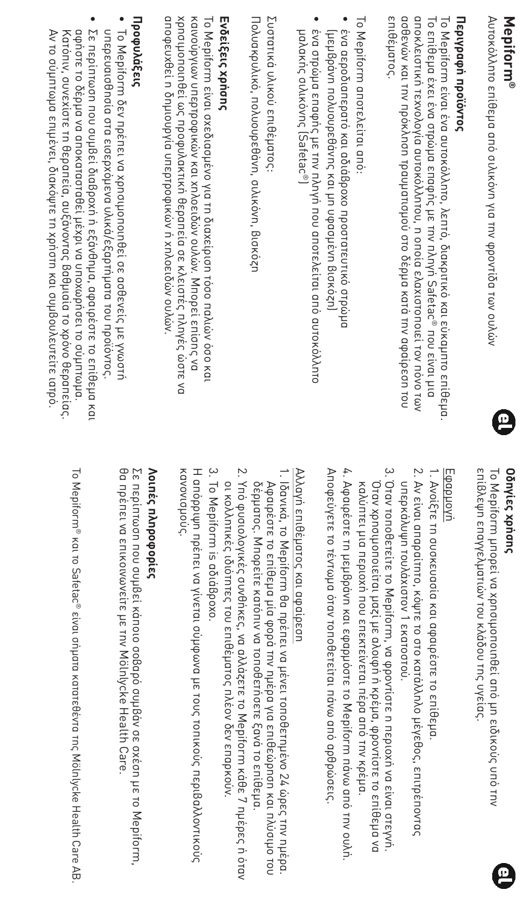# Mepiform®

Αυτοκόλλητο επίθεμα από σιλικόνη για την φροντίδα των ουλών

**Περιγραφή προϊόντος**

Το Mepiform είναι ένα αυτοκόλλητο, λεπτό, διακριτικό και εύκαμπτο επίθεμα. Το επίθεμα έχει ένα στρώμα επαφής με την πληγή Safetac® που είναι μια αποκλειστική τεχνολογία αυτοκόλλητου, η οποία ελαχιστοποιεί τον πόνο των ασθενών και την πρόκληση τραυματισμού στο δέρμα κατά την αφαίρεση του επιθέματος.

Το Mepiform αποτελείται από:

- ένα αεροδιαπερατό και αδιάβροχο προστατευτικό στρώμα (μεμβράνη πολυουρεθάνης και μη υφασμένη βισκόζη)
- ένα στρώμα επαφής με την πληγή που αποτελείται από αυτοκόλλητο μαλακής σιλικόνης (Safetac®)

Συστατικά υλικού επιθέματος:

Πολυακρυλικό, πολυουρεθάνη, σιλικόνη, βισκόζη

**Ενδείξεις χρήσης**

Το Mepiform είναι σχεδιασμένο για τη διαχείριση τόσο παλιών όσο και καινούργιων υπερτροφικών και χηλοειδών ουλών. Μπορεί επίσης να χρησιμοποιηθεί ως προφυλακτική θεραπεία σε κλειστές πληγές ώστε να αποφευχθεί η δημιουργία υπερτροφικών ή χηλοειδών ουλών.

**Προφυλάξεις**

- Το Mepiform δεν πρέπει να χρησιμοποιηθεί σε ασθενείς με γνωστή υπερευαισθησία στα εισερχόμενα υλικά/εξαρτήματα του προϊόντος.
- Σε περίπτωση που συμβεί διαβροχή ή εξάνθημα, αφαιρέστε το επίθεμα και αφήστε το δέρμα να αποκατασταθεί μέχρι να υποχωρήσει το σύμπτωμα. Κατόπιν, συνεχίστε τη θεραπεία, αυξάνοντας βαθμιαία το χρόνο θεραπείας. Αν το σύμπτωμα επιμένει, διακόψτε τη χρήση και συμβουλευτείτε ιατρό.

**Οδηγίες χρήσης**

Το Mepiform μπορεί να χρησιμοποιηθεί από μη ειδικούς υπό την επίβλεψη επαγγελματιών του κλάδου της υγείας.

Εφαρμογή

1. Ανοίξτε τη συσκευασία και αφαιρέστε το επίθεμα.
2. Αν είναι απαραίτητο, κόψτε το στο κατάλληλο μέγεθος, επιτρέποντας υπερκάλυψη τουλάχιστον 1 εκατοστού.
3. Όταν τοποθετείτε το Mepiform, να φροντίζετε η περιοχή να είναι στεγνή. Όταν χρησιμοποιείται μαζί με αλοιφή ή κρέμα, φροντίστε το επίθεμα να καλύπτει μια περιοχή που επεκτείνεται πέρα από την κρέμα.
4. Αφαιρέστε τη μεμβράνη και εφαρμόστε το Mepiform πάνω από την ουλή.

Αποφεύγετε το τέντωμα όταν τοποθετείται πάνω από αρθρώσεις.

Αλλαγή επιθέματος και αφαίρεση

1. Ιδανικά, το Mepiform θα πρέπει να μένει τοποθετημένο 24 ώρες την ημέρα. Αφαιρέστε το επίθεμα μία φορά την ημέρα για επιθεώρηση και πλύσιμο του δέρματος. Μπορείτε κατόπιν να τοποθετήσετε ξανά το επίθεμα.
2. Υπό φυσιολογικές συνθήκες, να αλλάζετε το Mepiform κάθε 7 ημέρες ή όταν οι κολλητικές ιδιότητες του επιθέματος πλέον δεν επαρκούν.
3. Το Mepiform is αδιάβροχο.

Η απόρριψη πρέπει να γίνεται σύμφωνα με τους τοπικούς περιβαλλοντικούς κανονισμούς.

**Λοιπές πληροφορίες**

Σε περίπτωση που συμβεί κάποιο σοβαρό συμβάν σε σχέση με το Mepiform, θα πρέπει να επικοινωνείτε με την Mölnlycke Health Care.

Το Mepiform® και το Safetac® είναι σήματα κατατεθέντα της Mölnlycke Health Care AB.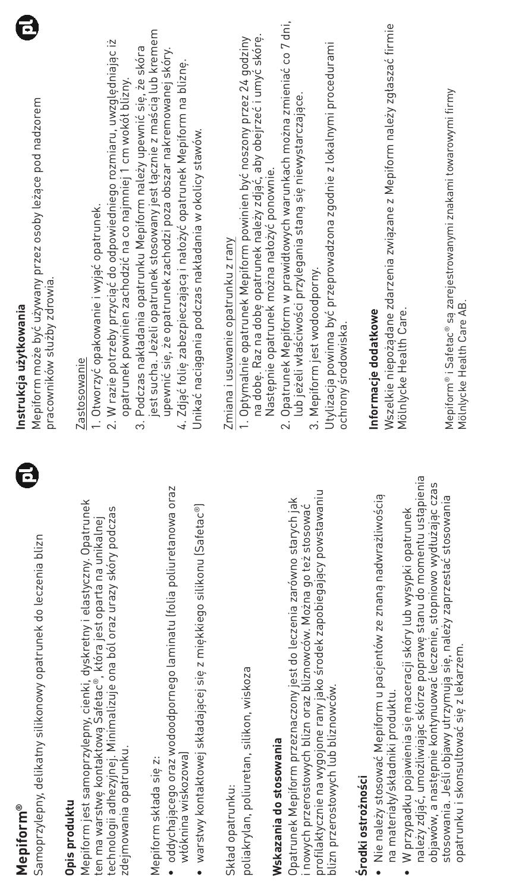# Mepiform®

Samoprzylepny, delikatny silikonowy opatrunek do leczenia blizn

## Opis produktu

Mepiform jest samoprzylepny, cienki, dyskretny i elastyczny. Opatrunek ten ma warstwę kontaktową Safetac®, która jest oparta na unikalnej technologii adhezyjnej. Minimalizuje ona ból oraz urazy skóry podczas zdejmowania opatrunku.

Mepiform składa się z:

- oddychającego oraz wodoodpornego laminatu (folia poliuretanowa oraz włóknina wiskozowa)
- warstwy kontaktowej składającej się z miękkiego silikonu (Safetac®)

Skład opatrunku:
poliakrylan, poliuretan, silikon, wiskoza

## Wskazania do stosowania

Opatrunek Mepiform przeznaczony jest do leczenia zarówno starych jak i nowych przerostowych blizn oraz bliznowców. Można go też stosować profilaktycznie na wygojone rany jako środek zapobiegający powstawaniu blizn przerostowych lub bliznowców.

## Środki ostrożności

- Nie należy stosować Mepiform u pacjentów ze znaną nadwrażliwością na materiały/składniki produktu.
- W przypadku pojawienia się maceracji skóry lub wysypki opatrunek należy zdjąć, umożliwiając skórze poprawę stanu do momentu ustąpienia objawów, a następnie kontynuować leczenie, stopniowo wydłużając czas stosowania. Jeśli objawy utrzymują się, należy zaprzestać stosowania opatrunku i skonsultować się z lekarzem.

## Instrukcja użytkowania

Mepiform może być używany przez osoby leżące pod nadzorem pracowników służby zdrowia.

Zastosowanie

1. Otworzyć opakowanie i wyjąć opatrunek.
2. W razie potrzeby przyciąć do odpowiedniego rozmiaru, uwzględniając iż opatrunek powinien zachodzić na co najmniej 1 cm wokół blizny.
3. Podczas nakładania opatrunku Mepiform należy upewnić się, że skóra jest sucha. Jeżeli opatrunek stosowany jest łącznie z maścią lub kremem upewnić się, że opatrunek zachodzi poza obszar nakremowanej skóry.
4. Zdjąć folię zabezpieczającą i nałożyć opatrunek Mepiform na bliznę.

Unikać naciągania podczas nakładania w okolicy stawów.

Zmiana i usuwanie opatrunku z rany

1. Optymalnie opatrunek Mepiform powinien być noszony przez 24 godziny na dobę. Raz na dobę opatrunek należy zdjąć, aby obejrzeć i umyć skórę. Następnie opatrunek można nałożyć ponownie.
2. Opatrunek Mepiform w prawidłowych warunkach można zmieniać co 7 dni, lub jeżeli właściwości przylegania staną się niewystarczające.
3. Mepiform jest wodoodporny.

Utylizacja powinna być przeprowadzona zgodnie z lokalnymi procedurami ochrony środowiska.

## Informacje dodatkowe

Wszelkie niepożądane zdarzenia związane z Mepiform należy zgłaszać firmie Mölnlycke Health Care.

Mepiform® i Safetac® są zarejestrowanymi znakami towarowymi firmy Mölnlycke Health Care AB.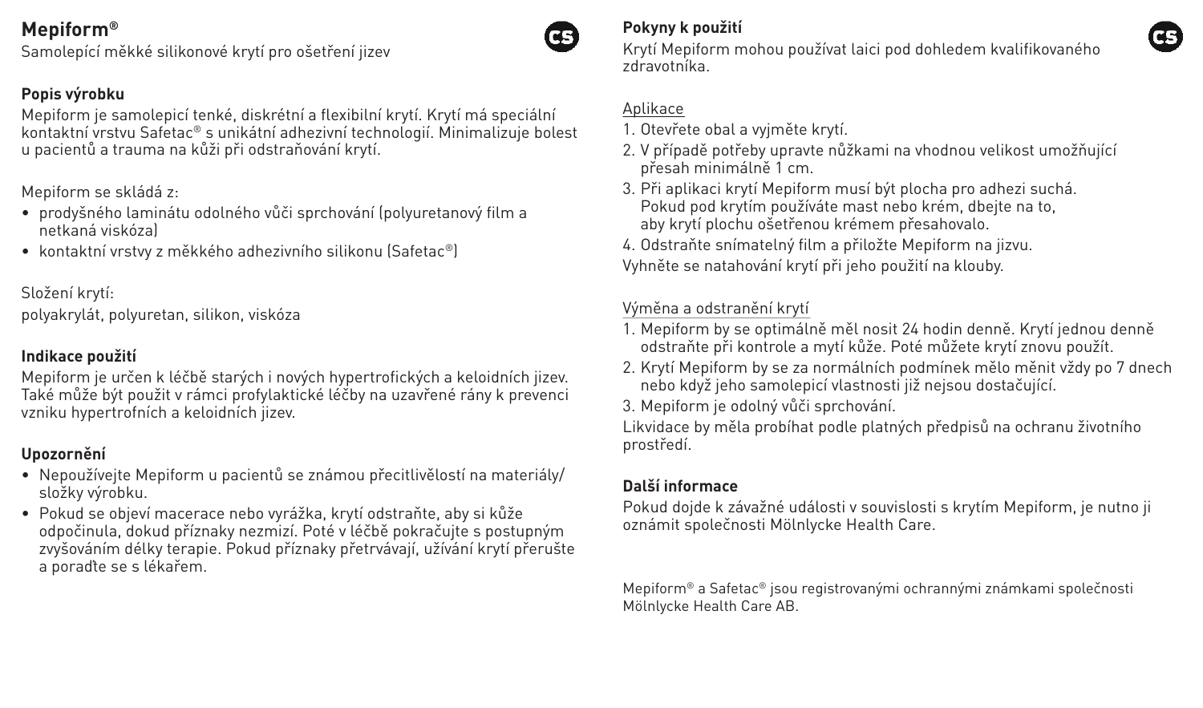# Mepiform®

Samolepící měkké silikonové krytí pro ošetření jizev

## Popis výrobku

Mepiform je samolepicí tenké, diskrétní a flexibilní krytí. Krytí má speciální kontaktní vrstvu Safetac® s unikátní adhezivní technologií. Minimalizuje bolest u pacientů a trauma na kůži při odstraňování krytí.

Mepiform se skládá z:

- prodyšného laminátu odolného vůči sprchování (polyuretanový film a netkaná viskóza)
- kontaktní vrstvy z měkkého adhezivního silikonu (Safetac®)

Složení krytí:
polyakrylát, polyuretan, silikon, viskóza

## Indikace použití

Mepiform je určen k léčbě starých i nových hypertrofických a keloidních jizev. Také může být použit v rámci profylaktické léčby na uzavřené rány k prevenci vzniku hypertrofních a keloidních jizev.

## Upozornění

- Nepoužívejte Mepiform u pacientů se známou přecitlivělostí na materiály/ složky výrobku.
- Pokud se objeví macerace nebo vyrážka, krytí odstraňte, aby si kůže odpočinula, dokud příznaky nezmizí. Poté v léčbě pokračujte s postupným zvyšováním délky terapie. Pokud příznaky přetrvávají, užívání krytí přerušte a poraďte se s lékařem.

## Pokyny k použití

Krytí Mepiform mohou používat laici pod dohledem kvalifikovaného zdravotníka.

Aplikace

1. Otevřete obal a vyjměte krytí.
2. V případě potřeby upravte nůžkami na vhodnou velikost umožňující přesah minimálně 1 cm.
3. Při aplikaci krytí Mepiform musí být plocha pro adhezi suchá. Pokud pod krytím používáte mast nebo krém, dbejte na to, aby krytí plochu ošetřenou krémem přesahovalo.
4. Odstraňte snímatelný film a přiložte Mepiform na jizvu.

Vyhněte se natahování krytí při jeho použití na klouby.

Výměna a odstranění krytí

1. Mepiform by se optimálně měl nosit 24 hodin denně. Krytí jednou denně odstraňte při kontrole a mytí kůže. Poté můžete krytí znovu použít.
2. Krytí Mepiform by se za normálních podmínek mělo měnit vždy po 7 dnech nebo když jeho samolepicí vlastnosti již nejsou dostačující.
3. Mepiform je odolný vůči sprchování.

Likvidace by měla probíhat podle platných předpisů na ochranu životního prostředí.

## Další informace

Pokud dojde k závažné události v souvislosti s krytím Mepiform, je nutno ji oznámit společnosti Mölnlycke Health Care.

Mepiform® a Safetac® jsou registrovanými ochrannými známkami společnosti Mölnlycke Health Care AB.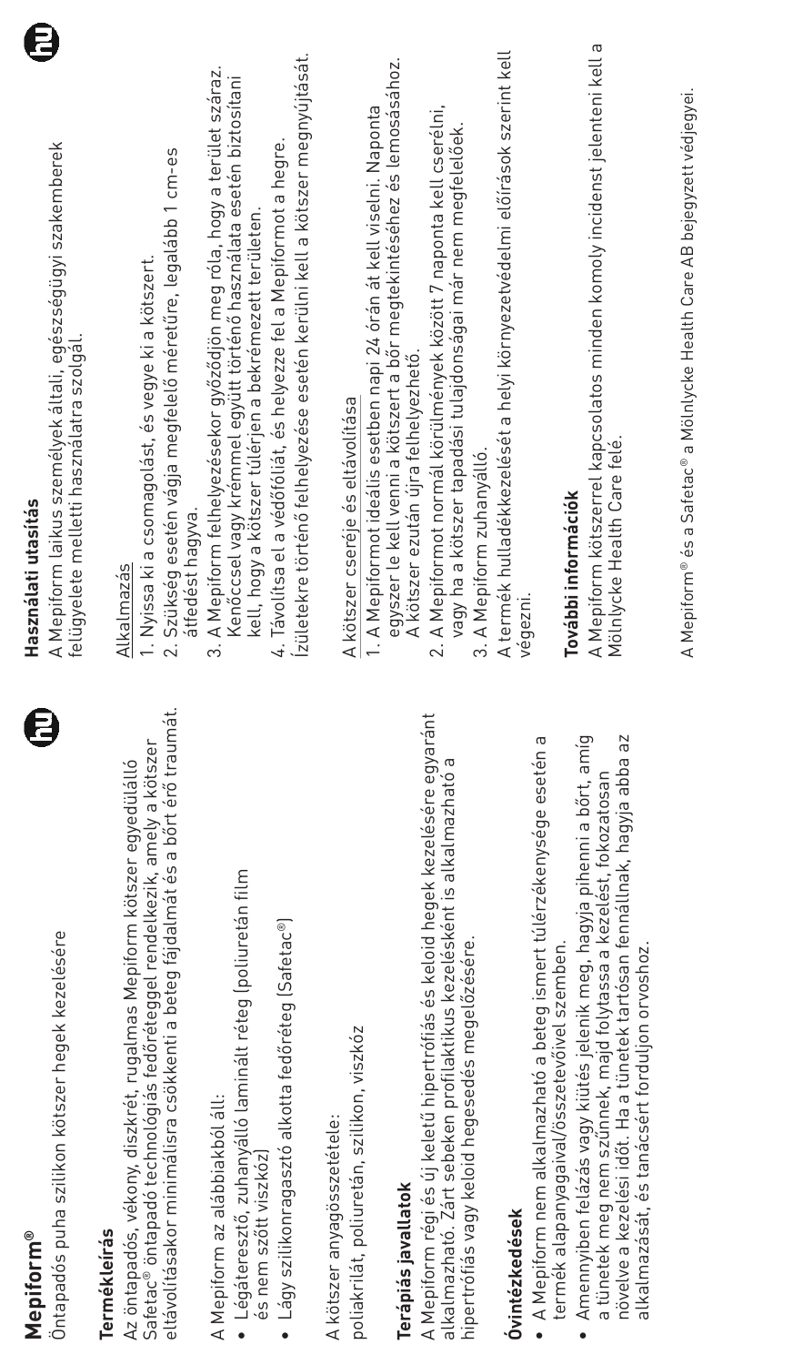# Mepiform®

Öntapadós puha szilikon kötszer hegek kezelésére

## Termékleírás

Az öntapadós, vékony, diszkrét, rugalmas Mepiform kötszer egyedülálló Safetac® öntapadó technológiás fedőréteggel rendelkezik, amely a kötszer eltávolításakor minimálisra csökkenti a beteg fájdalmát és a bőrt érő traumát.

A Mepiform az alábbiakból áll:

- Légáteresztő, zuhanyálló laminált réteg (poliuretán film és nem szőtt viszkóz)
- Lágy szilikonragasztó alkotta fedőréteg (Safetac®)

A kötszer anyagösszetétele:
poliakrilát, poliuretán, szilikon, viszkóz

## Terápiás javallatok

A Mepiform régi és új keletű hipertrófiás és keloid hegek kezelésére egyaránt alkalmazható. Zárt sebeken profilaktikus kezelésként is alkalmazható a hipertrófiás vagy keloid hegesedés megelőzésére.

## Óvintézkedések

- A Mepiform nem alkalmazható a beteg ismert túlérzékenysége esetén a termék alapanyagaival/összetevőivel szemben.
- Amennyiben felázás vagy kiütés jelenik meg, hagyja pihenni a bőrt, amíg a tünetek meg nem szűnnek, majd folytassa a kezelést, fokozatosan növelve a kezelési időt. Ha a tünetek tartósan fennállnak, hagyja abba az alkalmazását, és tanácsért forduljon orvoshoz.

## Használati utasítás

A Mepiform laikus személyek általi, egészségügyi szakemberek felügyelete melletti használatra szolgál.

Alkalmazás

1. Nyissa ki a csomagolást, és vegye ki a kötszert.
2. Szükség esetén vágja megfelelő méretűre, legalább 1 cm-es átfedést hagyva.
3. A Mepiform felhelyezésekor győződjön meg róla, hogy a terület száraz. Kenőccsel vagy krémmel együtt történő használata esetén biztosítani kell, hogy a kötszer túlérjen a bekrémezett területen.
4. Távolítsa el a védőfóliát, és helyezze fel a Mepiformot a hegre.

Ízületekre történő felhelyezése esetén kerülni kell a kötszer megnyújtását.

A kötszer cseréje és eltávolítása

1. A Mepiformot ideális esetben napi 24 órán át kell viselni. Naponta egyszer le kell venni a kötszert a bőr megtekintéséhez és lemosásához. A kötszer ezután újra felhelyezhető.
2. A Mepiformot normál körülmények között 7 naponta kell cserélni, vagy ha a kötszer tapadási tulajdonságai már nem megfelelők.
3. A Mepiform zuhanyálló.

A termék hulladékkezelését a helyi környezetvédelmi előírások szerint kell végezni.

## További információk

A Mepiform kötszerrel kapcsolatos minden komoly incidenst jelenteni kell a Mölnlycke Health Care felé.

A Mepiform® és a Safetac® a Mölnlycke Health Care AB bejegyzett védjegyei.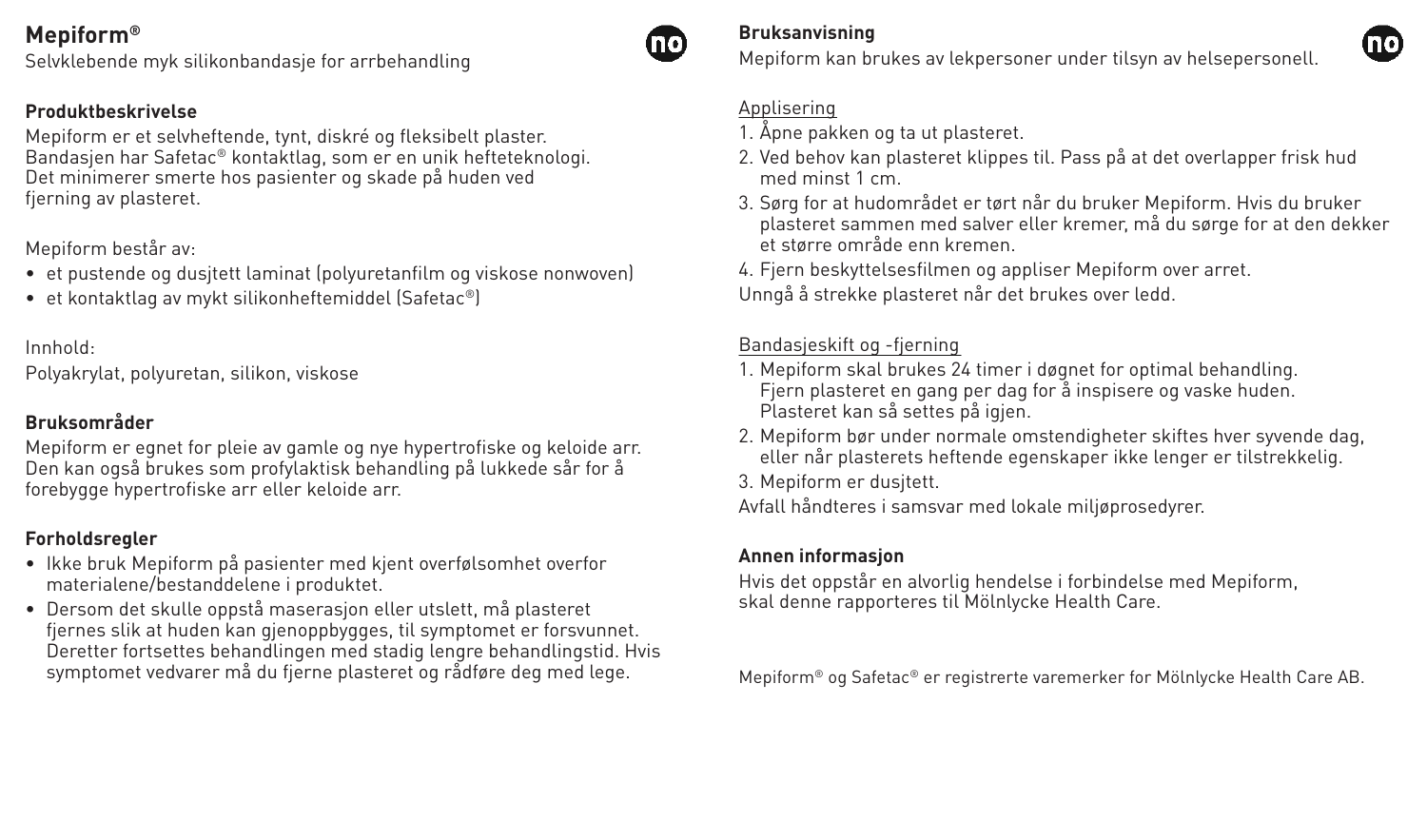# Mepiform®

Selvklebende myk silikonbandasje for arrbehandling

## Produktbeskrivelse

Mepiform er et selvheftende, tynt, diskré og fleksibelt plaster. Bandasjen har Safetac® kontaktlag, som er en unik hefteteknologi. Det minimerer smerte hos pasienter og skade på huden ved fjerning av plasteret.

Mepiform består av:

- et pustende og dusjtett laminat (polyuretanfilm og viskose nonwoven)
- et kontaktlag av mykt silikonheftemiddel (Safetac®)

Innhold:

Polyakrylat, polyuretan, silikon, viskose

## Bruksområder

Mepiform er egnet for pleie av gamle og nye hypertrofiske og keloide arr. Den kan også brukes som profylaktisk behandling på lukkede sår for å forebygge hypertrofiske arr eller keloide arr.

## Forholdsregler

- Ikke bruk Mepiform på pasienter med kjent overfølsomhet overfor materialene/bestanddelene i produktet.
- Dersom det skulle oppstå maserasjon eller utslett, må plasteret fjernes slik at huden kan gjenoppbygges, til symptomet er forsvunnet. Deretter fortsettes behandlingen med stadig lengre behandlingstid. Hvis symptomet vedvarer må du fjerne plasteret og rådføre deg med lege.

## Bruksanvisning

Mepiform kan brukes av lekpersoner under tilsyn av helsepersonell.

### Applisering

1. Åpne pakken og ta ut plasteret.
2. Ved behov kan plasteret klippes til. Pass på at det overlapper frisk hud med minst 1 cm.
3. Sørg for at hudområdet er tørt når du bruker Mepiform. Hvis du bruker plasteret sammen med salver eller kremer, må du sørge for at den dekker et større område enn kremen.
4. Fjern beskyttelsesfilmen og appliser Mepiform over arret.

Unngå å strekke plasteret når det brukes over ledd.

### Bandasjeskift og -fjerning

1. Mepiform skal brukes 24 timer i døgnet for optimal behandling. Fjern plasteret en gang per dag for å inspisere og vaske huden. Plasteret kan så settes på igjen.
2. Mepiform bør under normale omstendigheter skiftes hver syvende dag, eller når plasterets heftende egenskaper ikke lenger er tilstrekkelig.
3. Mepiform er dusjtett.

Avfall håndteres i samsvar med lokale miljøprosedyrer.

## Annen informasjon

Hvis det oppstår en alvorlig hendelse i forbindelse med Mepiform, skal denne rapporteres til Mölnlycke Health Care.

Mepiform® og Safetac® er registrerte varemerker for Mölnlycke Health Care AB.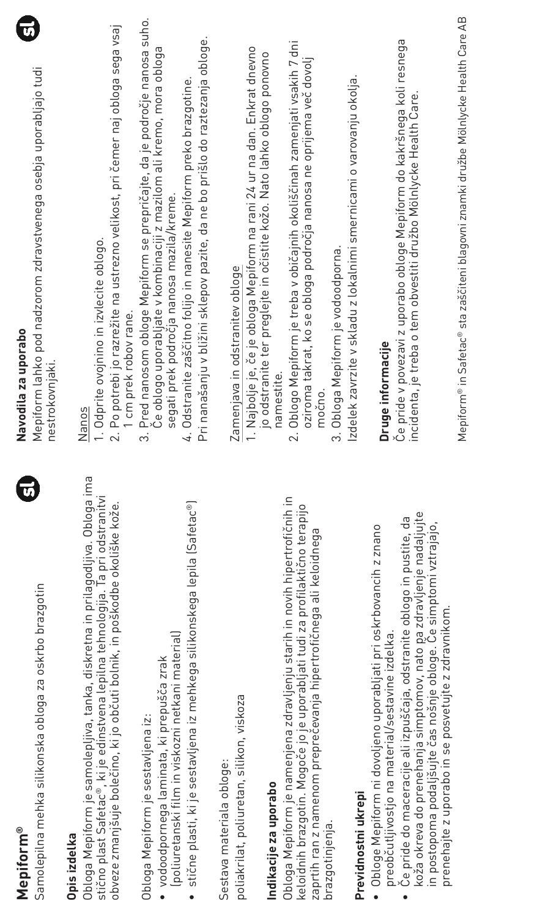# Mepiform®

Samolepilna mehka silikonska obloga za oskrbo brazgotin

## Opis izdelka

Obloga Mepiform je samolepljiva, tanka, diskretna in prilagodljiva. Obloga ima stično plast Safetac®, ki je edinstvena lepilna tehnologija. Ta pri odstranitvi obveze zmanjšuje bolečino, ki jo občuti bolnik, in poškodbe okoliške kože.

Obloga Mepiform je sestavljena iz:

- vodoodpornega laminata, ki prepušča zrak (poliuretanski film in viskozni netkani material)
- stične plasti, ki je sestavljena iz mehkega silikonskega lepila (Safetac®)

Sestava materiala obloge:
poliakrilat, poliuretan, silikon, viskoza

## Indikacije za uporabo

Obloga Mepiform je namenjena zdravljenju starih in novih hipertrofičnih in keloidnih brazgotin. Mogoče jo je uporabljati tudi za profilaktično terapijo zaprtih ran z namenom preprečevanja hipertrofičnega ali keloidnega brazgotinjenja.

## Previdnostni ukrepi

- Obloge Mepiform ni dovoljeno uporabljati pri oskrbovancih z znano preobčutljivostjo na material/sestavine izdelka.
- Če pride do maceracije ali izpuščaja, odstranite oblogo in pustite, da koža okreva do prenehanja simptomov, nato pa zdravljenje nadaljujte in postopoma podaljšujte čas nošnje obloge. Če simptomi vztrajajo, prenehajte z uporabo in se posvetujte z zdravnikom.

## Navodila za uporabo

Mepiform lahko pod nadzorom zdravstvenega osebja uporabljajo tudi nestrokovnjaki.

Nanos

1. Odprite ovojnino in izvlecite oblogo.
2. Po potrebi jo razrežite na ustrezno velikost, pri čemer naj obloga sega vsaj 1 cm prek robov rane.
3. Pred nanosom obloge Mepiform se prepričajte, da je področje nanosa suho. Če oblogo uporabljate v kombinaciji z mazilom ali kremo, mora obloga segati prek področja nanosa mazila/kreme.
4. Odstranite zaščitno folijo in nanesite Mepiform preko brazgotine.

Pri nanašanju v bližini sklepov pazite, da ne bo prišlo do raztezanja obloge.

Zamenjava in odstranitev obloge

1. Najbolje je, če je obloga Mepiform na rani 24 ur na dan. Enkrat dnevno jo odstranite ter preglejte in očistite kožo. Nato lahko oblogo ponovno namestite.
2. Oblogo Mepiform je treba v običajnih okoliščinah zamenjati vsakih 7 dni oziroma takrat, ko se obloga področja nanosa ne oprijema več dovolj močno.
3. Obloga Mepiform je vodoodporna.

Izdelek zavrzite v skladu z lokalnimi smernicami o varovanju okolja.

## Druge informacije

Če pride v povezavi z uporabo obloge Mepiform do kakršnega koli resnega incidenta, je treba o tem obvestiti družbo Mölnlycke Health Care.

Mepiform® in Safetac® sta zaščiteni blagovni znamki družbe Mölnlycke Health Care AB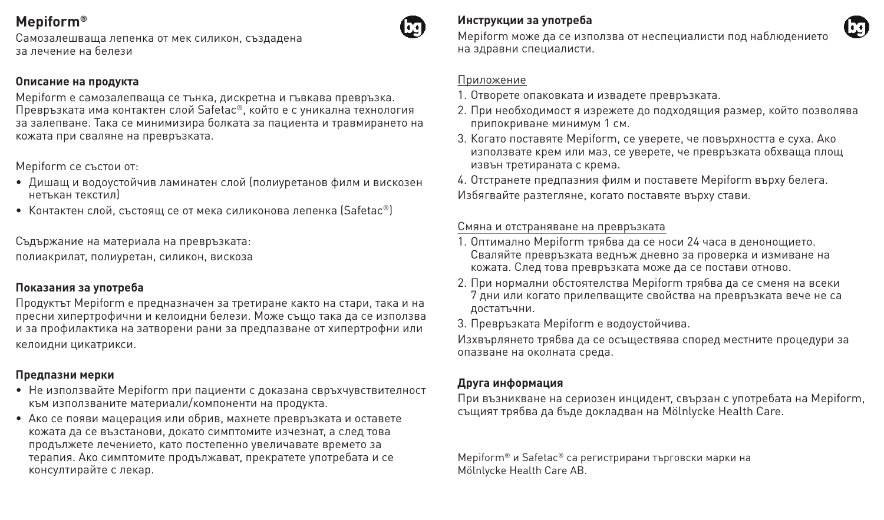# Mepiform®

Самозалешваща лепенка от мек силикон, създадена за лечение на белези

## Описание на продукта

Mepiform е самозалепваща се тънка, дискретна и гъвкава превръзка. Превръзката има контактен слой Safetac®, който е с уникална технология за залепване. Така се минимизира болката за пациента и травмирането на кожата при сваляне на превръзката.

Mepiform се състои от:

- Дишащ и водоустойчив ламинатен слой (полиуретанов филм и вискозен нетъкан текстил)
- Контактен слой, състоящ се от мека силиконова лепенка (Safetac®)

Съдържание на материала на превръзката:
полиакрилат, полиуретан, силикон, вискоза

## Показания за употреба

Продуктът Mepiform е предназначен за третиране както на стари, така и на пресни хипертрофични и келоидни белези. Може също така да се използва и за профилактика на затворени рани за предпазване от хипертрофни или келоидни цикатрикси.

## Предпазни мерки

- Не използвайте Mepiform при пациенти с доказана свръхчувствителност към използваните материали/компоненти на продукта.
- Ако се появи мацерация или обрив, махнете превръзката и оставете кожата да се възстанови, докато симптомите изчезнат, а след това продължете лечението, като постепенно увеличавате времето за терапия. Ако симптомите продължават, прекратете употребата и се консултирайте с лекар.

## Инструкции за употреба

Mepiform може да се използва от неспециалисти под наблюдението на здравни специалисти.

Приложение

1. Отворете опаковката и извадете превръзката.
2. При необходимост я изрежете до подходящия размер, който позволява припокриване минимум 1 см.
3. Когато поставяте Mepiform, се уверете, че повърхността е суха. Ако използвате крем или маз, се уверете, че превръзката обхваща площ извън третираната с крема.
4. Отстранете предпазния филм и поставете Mepiform върху белега.

Избягвайте разтегляне, когато поставяте върху стави.

Смяна и отстраняване на превръзката

1. Оптимално Mepiform трябва да се носи 24 часа в денонощието. Сваляйте превръзката веднъж дневно за проверка и измиване на кожата. След това превръзката може да се постави отново.
2. При нормални обстоятелства Mepiform трябва да се сменя на всеки 7 дни или когато прилепващите свойства на превръзката вече не са достатъчни.
3. Превръзката Mepiform е водоустойчива.

Изхвърлянето трябва да се осъществява според местните процедури за опазване на околната среда.

## Друга информация

При възникване на сериозен инцидент, свързан с употребата на Mepiform, същият трябва да бъде докладван на Mölnlycke Health Care.

Mepiform® и Safetac® са регистрирани търговски марки на Mölnlycke Health Care AB.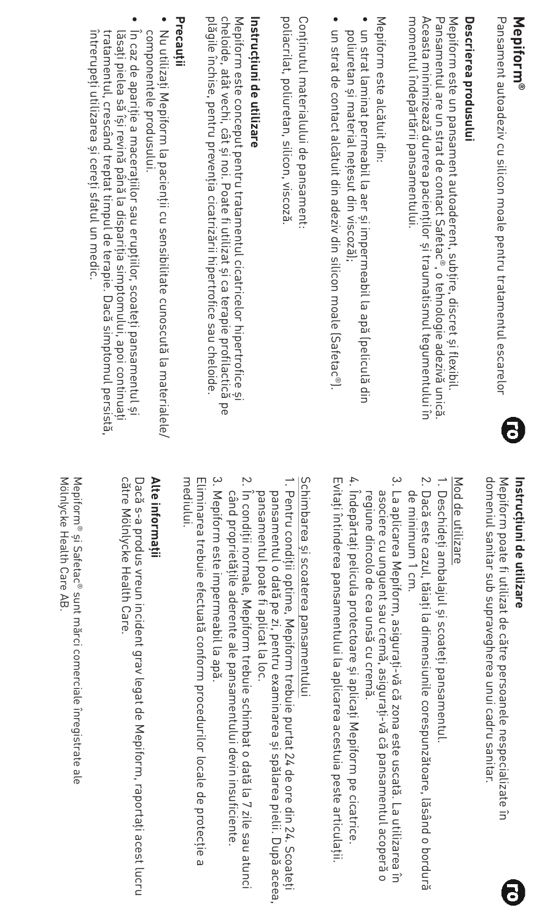# Mepiform®

Pansament autoadeziv cu silicon moale pentru tratamentul escarelor

**ro**

## Descrierea produsului

Mepiform este un pansament autoaderent, subțire, discret și flexibil. Pansamentul are un strat de contact Safetac®, o tehnologie adezivă unică. Aceasta minimizează durerea pacienților și traumatismul tegumentului în momentul îndepărtării pansamentului.

Mepiform este alcătuit din:

- un strat laminat permeabil la aer și impermeabil la apă (peliculă din poliuretan și material nețesut din viscoză);
- un strat de contact alcătuit din adeziv din silicon moale (Safetac®).

Conținutul materialului de pansament: poliacrilat, poliuretan, silicon, viscoză.

## Instrucțiuni de utilizare

Mepiform este conceput pentru tratamentul cicatricelor hipertrofice și cheloide, atât vechi, cât și noi. Poate fi utilizat și ca terapie profilactică pe plăgile închise, pentru prevenția cicatrizării hipertrofice sau cheloide.

## Precauții

- Nu utilizați Mepiform la pacienții cu sensibilitate cunoscută la materialele/componentele produsului.
- În caz de apariție a macerațiilor sau erupțiilor, scoateți pansamentul și lăsați pielea să își revină până la dispariția simptomului, apoi continuați tratamentul, crescând treptat timpul de terapie. Dacă simptomul persistă, întrerupeți utilizarea și cereți sfatul un medic.

**ro**

## Instrucțiuni de utilizare

Mepiform poate fi utilizat de către persoanele nespecializate în domeniul sanitar sub supravegherea unui cadru sanitar.

Mod de utilizare

1. Deschideți ambalajul și scoateți pansamentul.
2. Dacă este cazul, tăiați la dimensiunile corespunzătoare, lăsând o bordură de minimum 1 cm.
3. La aplicarea Mepiform, asigurați-vă că zona este uscată. La utilizarea în asociere cu unguent sau cremă, asigurați-vă că pansamentul acoperă o regiune dincolo de cea unsă cu cremă.
4. Îndepărtați pelicula protectoare și aplicați Mepiform pe cicatrice.

Evitați întinderea pansamentului la aplicarea acestuia peste articulații.

Schimbarea și scoaterea pansamentului

1. Pentru condiții optime, Mepiform trebuie purtat 24 de ore din 24. Scoateți pansamentul o dată pe zi, pentru examinarea și spălarea pielii. După aceea, pansamentul poate fi aplicat la loc.
2. În condiții normale, Mepiform trebuie schimbat o dată la 7 zile sau atunci când proprietățile aderente ale pansamentului devin insuficiente.
3. Mepiform este impermeabil la apă.

Eliminarea trebuie efectuată conform procedurilor locale de protecție a mediului.

## Alte informații

Dacă s-a produs vreun incident grav legat de Mepiform, raportați acest lucru către Mölnlycke Health Care.

Mepiform® și Safetac® sunt mărci comerciale înregistrate ale Mölnlycke Health Care AB.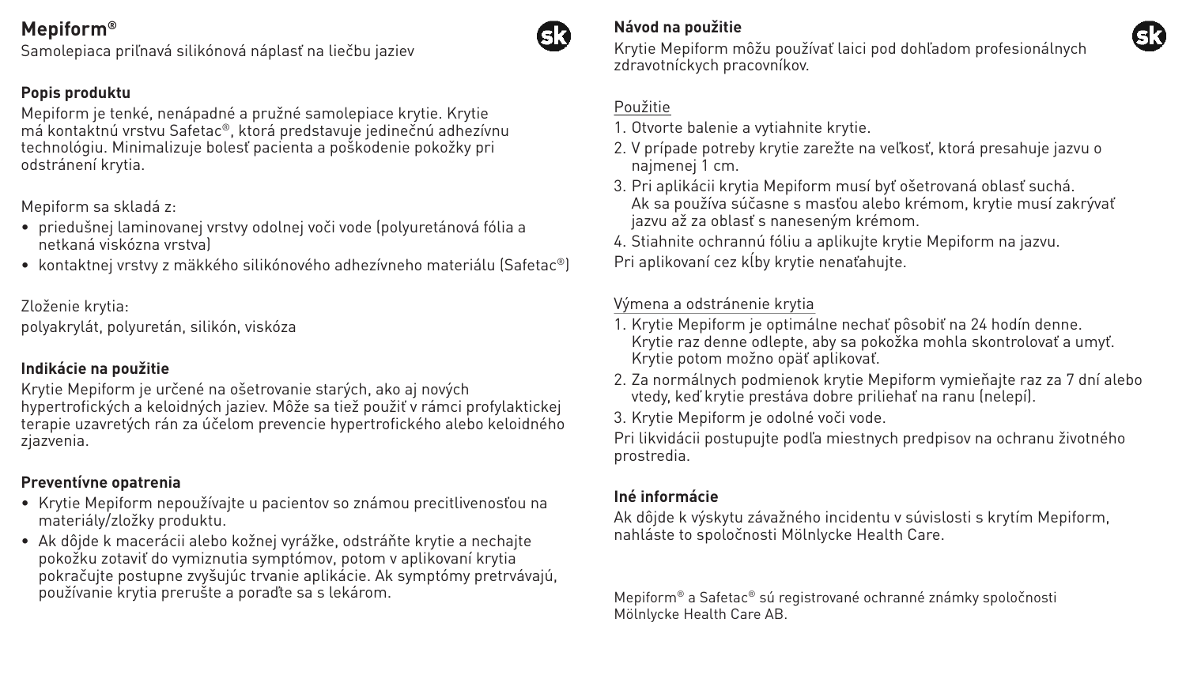# Mepiform®

Samolepiaca priľnavá silikónová náplasť na liečbu jaziev

## Popis produktu

Mepiform je tenké, nenápadné a pružné samolepiace krytie. Krytie má kontaktnú vrstvu Safetac®, ktorá predstavuje jedinečnú adhezívnu technológiu. Minimalizuje bolesť pacienta a poškodenie pokožky pri odstránení krytia.

Mepiform sa skladá z:

- priedušnej laminovanej vrstvy odolnej voči vode (polyuretánová fólia a netkaná viskózna vrstva)
- kontaktnej vrstvy z mäkkého silikónového adhezívneho materiálu (Safetac®)

Zloženie krytia:
polyakrylát, polyuretán, silikón, viskóza

## Indikácie na použitie

Krytie Mepiform je určené na ošetrovanie starých, ako aj nových hypertrofických a keloidných jaziev. Môže sa tiež použiť v rámci profylaktickej terapie uzavretých rán za účelom prevencie hypertrofického alebo keloidného zjazvenia.

## Preventívne opatrenia

- Krytie Mepiform nepoužívajte u pacientov so známou precitlivenosťou na materiály/zložky produktu.
- Ak dôjde k macerácii alebo kožnej vyrážke, odstráňte krytie a nechajte pokožku zotaviť do vymiznutia symptómov, potom v aplikovaní krytia pokračujte postupne zvyšujúc trvanie aplikácie. Ak symptómy pretrvávajú, používanie krytia prerušte a poraďte sa s lekárom.

## Návod na použitie

Krytie Mepiform môžu používať laici pod dohľadom profesionálnych zdravotníckych pracovníkov.

Použitie

1. Otvorte balenie a vytiahnite krytie.
2. V prípade potreby krytie zarežte na veľkosť, ktorá presahuje jazvu o najmenej 1 cm.
3. Pri aplikácii krytia Mepiform musí byť ošetrovaná oblasť suchá. Ak sa používa súčasne s masťou alebo krémom, krytie musí zakrývať jazvu až za oblasť s naneseným krémom.
4. Stiahnite ochrannú fóliu a aplikujte krytie Mepiform na jazvu.

Pri aplikovaní cez kĺby krytie nenaťahujte.

Výmena a odstránenie krytia

1. Krytie Mepiform je optimálne nechať pôsobiť na 24 hodín denne. Krytie raz denne odlepte, aby sa pokožka mohla skontrolovať a umyť. Krytie potom možno opäť aplikovať.
2. Za normálnych podmienok krytie Mepiform vymieňajte raz za 7 dní alebo vtedy, keď krytie prestáva dobre priliehať na ranu (nelepí).
3. Krytie Mepiform je odolné voči vode.

Pri likvidácii postupujte podľa miestnych predpisov na ochranu životného prostredia.

## Iné informácie

Ak dôjde k výskytu závažného incidentu v súvislosti s krytím Mepiform, nahláste to spoločnosti Mölnlycke Health Care.

Mepiform® a Safetac® sú registrované ochranné známky spoločnosti Mölnlycke Health Care AB.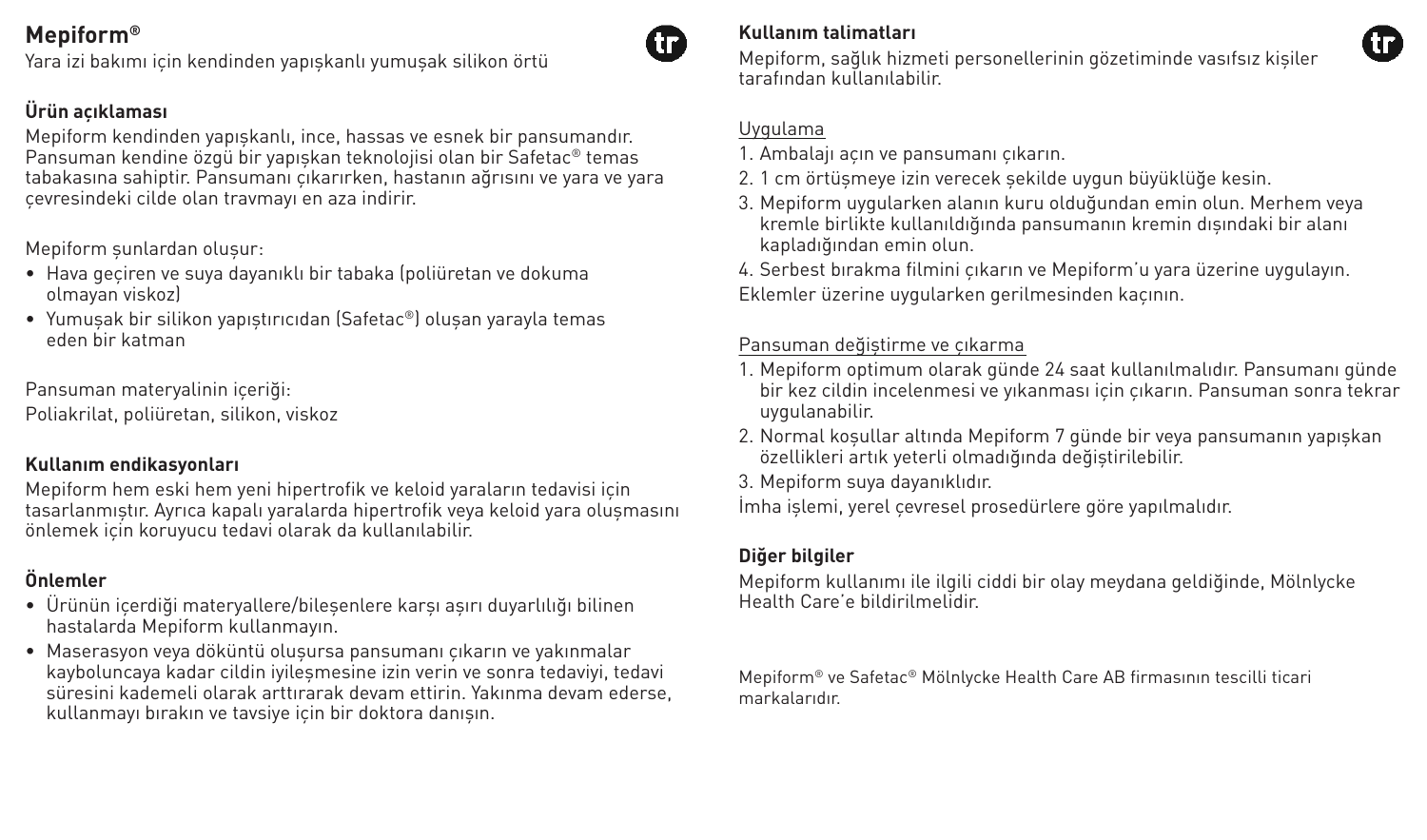# Mepiform®

Yara izi bakımı için kendinden yapışkanlı yumuşak silikon örtü

## Ürün açıklaması

Mepiform kendinden yapışkanlı, ince, hassas ve esnek bir pansumandır. Pansuman kendine özgü bir yapışkan teknolojisi olan bir Safetac® temas tabakasına sahiptir. Pansumanı çıkarırken, hastanın ağrısını ve yara ve yara çevresindeki cilde olan travmayı en aza indirir.

Mepiform şunlardan oluşur:

- Hava geçiren ve suya dayanıklı bir tabaka (poliüretan ve dokuma olmayan viskoz)
- Yumuşak bir silikon yapıştırıcıdan (Safetac®) oluşan yarayla temas eden bir katman

Pansuman materyalinin içeriği:
Poliakrilat, poliüretan, silikon, viskoz

## Kullanım endikasyonları

Mepiform hem eski hem yeni hipertrofik ve keloid yaraların tedavisi için tasarlanmıştır. Ayrıca kapalı yaralarda hipertrofik veya keloid yara oluşmasını önlemek için koruyucu tedavi olarak da kullanılabilir.

## Önlemler

- Ürünün içerdiği materyallere/bileşenlere karşı aşırı duyarlılığı bilinen hastalarda Mepiform kullanmayın.
- Maserasyon veya döküntü oluşursa pansumanı çıkarın ve yakınmalar kayboluncaya kadar cildin iyileşmesine izin verin ve sonra tedaviyi, tedavi süresini kademeli olarak arttırarak devam ettirin. Yakınma devam ederse, kullanmayı bırakın ve tavsiye için bir doktora danışın.

## Kullanım talimatları

Mepiform, sağlık hizmeti personellerinin gözetiminde vasıfsız kişiler tarafından kullanılabilir.

Uygulama

1. Ambalajı açın ve pansumanı çıkarın.
2. 1 cm örtüşmeye izin verecek şekilde uygun büyüklüğe kesin.
3. Mepiform uygularken alanın kuru olduğundan emin olun. Merhem veya kremle birlikte kullanıldığında pansumanın kremin dışındaki bir alanı kapladığından emin olun.
4. Serbest bırakma filmini çıkarın ve Mepiform'u yara üzerine uygulayın.

Eklemler üzerine uygularken gerilmesinden kaçının.

Pansuman değiştirme ve çıkarma

1. Mepiform optimum olarak günde 24 saat kullanılmalıdır. Pansumanı günde bir kez cildin incelenmesi ve yıkanması için çıkarın. Pansuman sonra tekrar uygulanabilir.
2. Normal koşullar altında Mepiform 7 günde bir veya pansumanın yapışkan özellikleri artık yeterli olmadığında değiştirilebilir.
3. Mepiform suya dayanıklıdır.

İmha işlemi, yerel çevresel prosedürlere göre yapılmalıdır.

## Diğer bilgiler

Mepiform kullanımı ile ilgili ciddi bir olay meydana geldiğinde, Mölnlycke Health Care'e bildirilmelidir.

Mepiform® ve Safetac® Mölnlycke Health Care AB firmasının tescilli ticari markalarıdır.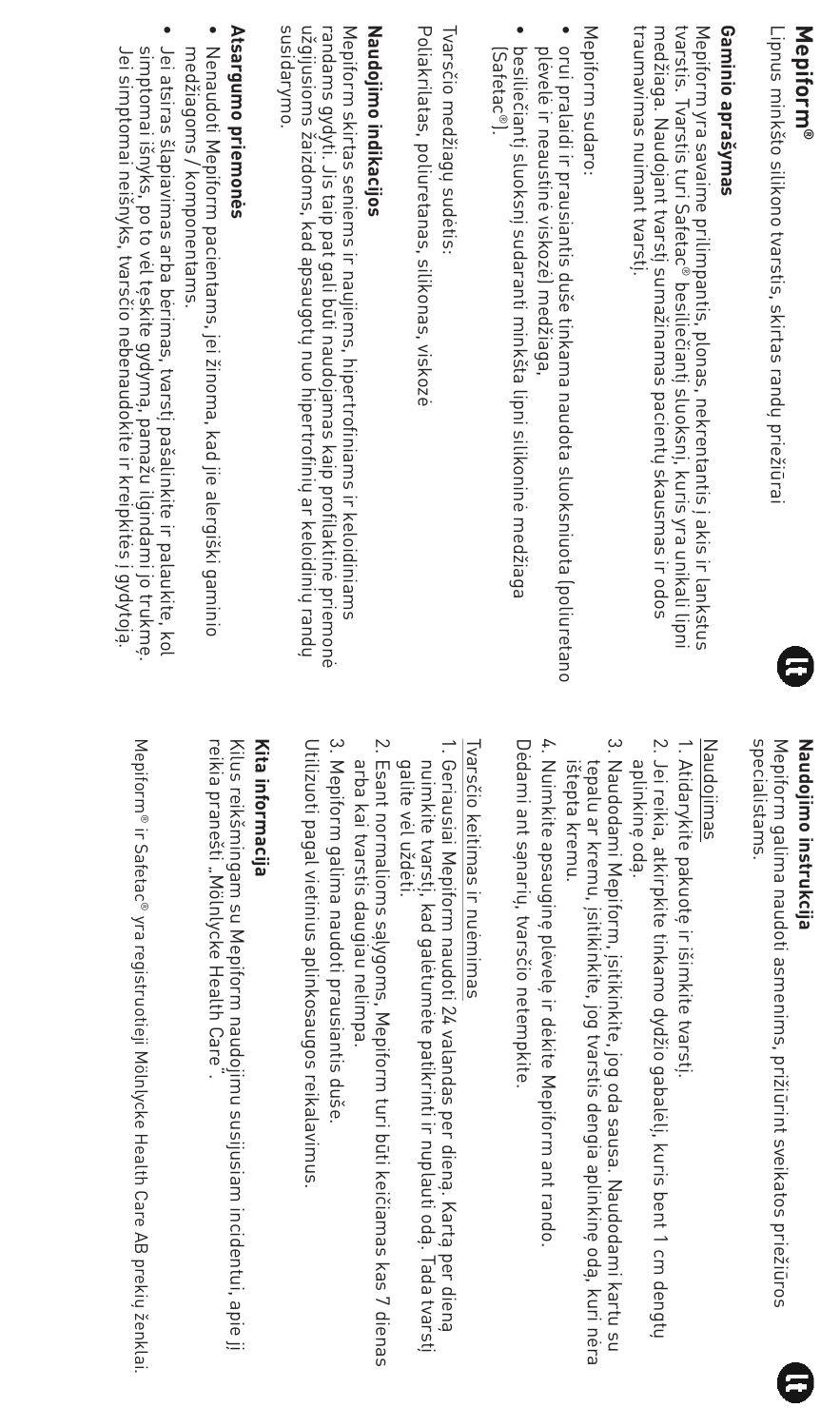# Mepiform®

Lipnus minkšto silikono tvarstis, skirtas randų priežiūrai

**Gaminio aprašymas**

Mepiform yra savaime prilimpantis, plonas, nekrentantis į akis ir lankstus tvarstis. Tvarstis turi Safetac® besiliečiantį sluoksnį, kuris yra unikali lipni medžiaga. Naudojant tvarstį sumažinamas pacientų skausmas ir odos traumavimas nuimant tvarstį.

Mepiform sudaro:

- orui pralaidi ir prausiantis duše tinkama naudota sluoksniuota (poliuretano plėvelė ir neaustinė viskozė) medžiaga,
- besiliečiantį sluoksnį sudaranti minkšta lipni silikoninė medžiaga (Safetac®).

Tvarsčio medžiagų sudėtis:
Poliakrilatas, poliuretanas, silikonas, viskozė

**Naudojimo indikacijos**

Mepiform skirtas seniems ir naujiems, hipertrofiniams ir keloidiniams randams gydyti. Jis taip pat gali būti naudojamas kaip profilaktinė priemonė užgijusioms žaizdoms, kad apsaugotų nuo hipertrofinių ar keloidinių randų susidarymo.

**Atsargumo priemonės**

- Nenaudoti Mepiform pacientams, jei žinoma, kad jie alergiški gaminio medžiagoms / komponentams.
- Jei atsiras šlapiavimas arba bėrimas, tvarstį pašalinkite ir palaukite, kol simptomai išnyks, po to vėl tęskite gydymą, pamažu ilgindami jo trukmę. Jei simptomai neišnyks, tvarsčio nebenaudokite ir kreipkitės į gydytoją.

**Naudojimo instrukcija**

Mepiform galima naudoti asmenims, prižiūrint sveikatos priežiūros specialistams.

Naudojimas

1. Atidarykite pakuotę ir išimkite tvarstį.
2. Jei reikia, atkirpkite tinkamo dydžio gabalėlį, kuris bent 1 cm dengtų aplinkinę odą.
3. Naudodami Mepiform, įsitikinkite, jog oda sausa. Naudodami kartu su tepalu ar kremu, įsitikinkite, jog tvarstis dengia aplinkinę odą, kuri nėra ištepta kremu.
4. Nuimkite apsauginę plėvelę ir dėkite Mepiform ant rando.

Dėdami ant sąnarių, tvarsčio netempkite.

Tvarsčio keitimas ir nuėmimas

1. Geriausiai Mepiform naudoti 24 valandas per dieną. Kartą per dieną nuimkite tvarstį, kad galėtumėte patikrinti ir nuplauti odą. Tada tvarstį galite vėl uždėti.
2. Esant normalioms sąlygoms, Mepiform turi būti keičiamas kas 7 dienas arba kai tvarstis daugiau nelimpa.
3. Mepiform galima naudoti prausiantis duše.

Utilizuoti pagal vietinius aplinkosaugos reikalavimus.

**Kita informacija**

Kilus reikšmingam su Mepiform naudojimu susijusiam incidentui, apie jį reikia pranešti „Mölnlycke Health Care".

Mepiform® ir Safetac® yra registruotieji Mölnlycke Health Care AB prekių ženklai.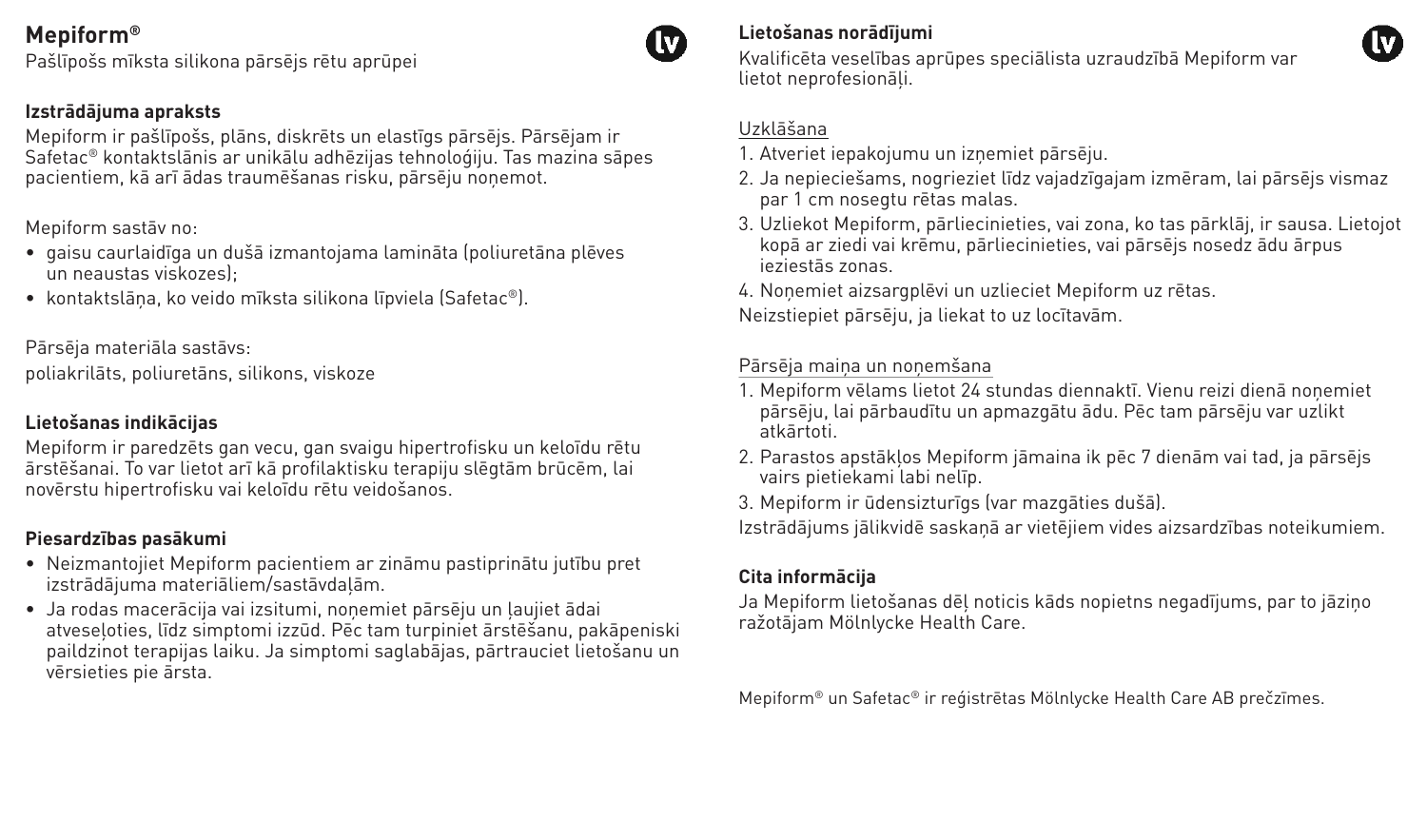# Mepiform®

Pašlīpošs mīksta silikona pārsējs rētu aprūpei

### Izstrādājuma apraksts

Mepiform ir pašlīpošs, plāns, diskrēts un elastīgs pārsējs. Pārsējam ir Safetac® kontaktslānis ar unikālu adhēzijas tehnoloģiju. Tas mazina sāpes pacientiem, kā arī ādas traumēšanas risku, pārsēju noņemot.

Mepiform sastāv no:

- gaisu caurlaidīga un dušā izmantojama lamināta (poliuretāna plēves un neaustas viskozes);
- kontaktslāņa, ko veido mīksta silikona līpviela (Safetac®).

Pārsēja materiāla sastāvs:

poliakrilāts, poliuretāns, silikons, viskoze

### Lietošanas indikācijas

Mepiform ir paredzēts gan vecu, gan svaigu hipertrofisku un keloīdu rētu ārstēšanai. To var lietot arī kā profilaktisku terapiju slēgtām brūcēm, lai novērstu hipertrofisku vai keloīdu rētu veidošanos.

### Piesardzības pasākumi

- Neizmantojiet Mepiform pacientiem ar zināmu pastiprinātu jutību pret izstrādājuma materiāliem/sastāvdaļām.
- Ja rodas macerācija vai izsitumi, noņemiet pārsēju un ļaujiet ādai atveseļoties, līdz simptomi izzūd. Pēc tam turpiniet ārstēšanu, pakāpeniski paildzinot terapijas laiku. Ja simptomi saglabājas, pārtrauciet lietošanu un vērsieties pie ārsta.

### Lietošanas norādījumi

Kvalificēta veselības aprūpes speciālista uzraudzībā Mepiform var lietot neprofesionāļi.

Uzklāšana

1. Atveriet iepakojumu un izņemiet pārsēju.
2. Ja nepieciešams, nogrieziet līdz vajadzīgajam izmēram, lai pārsējs vismaz par 1 cm nosegtu rētas malas.
3. Uzliekot Mepiform, pārliecinieties, vai zona, ko tas pārklāj, ir sausa. Lietojot kopā ar ziedi vai krēmu, pārliecinieties, vai pārsējs nosedz ādu ārpus ieziestās zonas.
4. Noņemiet aizsargplēvi un uzlieciet Mepiform uz rētas.

Neizstiepiet pārsēju, ja liekat to uz locītavām.

Pārsēja maiņa un noņemšana

1. Mepiform vēlams lietot 24 stundas diennaktī. Vienu reizi dienā noņemiet pārsēju, lai pārbaudītu un apmazgātu ādu. Pēc tam pārsēju var uzlikt atkārtoti.
2. Parastos apstākļos Mepiform jāmaina ik pēc 7 dienām vai tad, ja pārsējs vairs pietiekami labi nelīp.
3. Mepiform ir ūdensizturīgs (var mazgāties dušā).

Izstrādājums jālikvidē saskaņā ar vietējiem vides aizsardzības noteikumiem.

### Cita informācija

Ja Mepiform lietošanas dēļ noticis kāds nopietns negadījums, par to jāziņo ražotājam Mölnlycke Health Care.

Mepiform® un Safetac® ir reģistrētas Mölnlycke Health Care AB prečzīmes.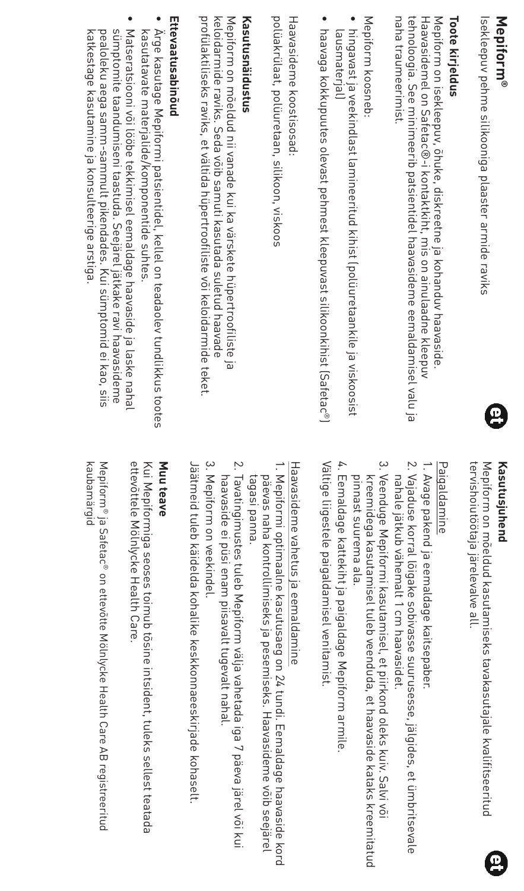# Mepiform®

Isekleepuv pehme silikooniga plaaster armide raviks

**Toote kirjeldus**

Mepiform on isekleepuv, õhuke, diskreetne ja kohanduv haavaside. Haavasidemel on Safetac®-i kontaktkiht, mis on ainulaadne kleepuv tehnoloogia. See minimeerib patsientidel haavasideme eemaldamisel valu ja naha traumeerimist.

Mepiform koosneb:

- hingavast ja veekindlast lamineeritud kihist (polüuretaankile ja viskoosist lausmaterjal)
- haavaga kokkupuutes olevast pehmest kleepuvast silikoonkihist (Safetac®)

Haavasideme koostisosad:

polüakrülaat, polüuretaan, silikoon, viskoos

**Kasutusnäidustus**

Mepiform on mõeldud nii vanade kui ka värskete hüpertroofiliste ja keloidarmide raviks. Seda võib samuti kasutada suletud haavade profülaktiliseks raviks, et vältida hüpertroofiliste või keloidarmide teket.

**Ettevaatusabinõud**

- Ärge kasutage Mepiformi patsientidel, kellel on teadaolev tundlikkus tootes kasutatavate materjalide/komponentide suhtes.
- Matseratsiooni või lööbe tekkimisel eemaldage haavaside ja laske nahal sümptomite taandumiseni taastuda. Seejärel jätkake ravi haavasideme pealeleku aega samm-sammult pikendades. Kui sümptomid ei kao, siis katkestage kasutamine ja konsulteerige arstiga.

**Kasutusjuhend**

Mepiform on mõeldud kasutamiseks tavakasutajale kvalifitseeritud tervishoiutöötaja järelevalve all.

Paigaldamine

1. Avage pakend ja eemaldage kaitsepaber.
2. Vajaduse korral lõigake sobivasse suurusesse, jälgides, et ümbritsevale nahale jätkub vähemalt 1 cm haavasidet.
3. Veenduge Mepiformi kasutamisel, et piirkond oleks kuiv. Salvi või kreemidega kasutamisel tuleb veenduda, et haavaside kataks kreemitatud pinnast suurema ala.
4. Eemaldage kattekiht ja paigaldage Mepiform armile.

Vältige liigestele paigaldamisel venitamist.

Haavasideme vahetus ja eemaldamine

1. Mepiformi optimaalne kasutusaeg on 24 tundi. Eemaldage haavaside kord päevas naha kontrollimiseks ja pesemiseks. Haavasideme võib seejärel tagasi panna.
2. Tavatingimustes tuleb Mepiform välja vahetada iga 7 päeva järel või kui haavaside ei püsi enam piisavalt tugevalt nahal.
3. Mepiform on veekindel.

Jäätmeid tuleb käidelda kohalike keskkonnaeeskirjade kohaselt.

**Muu teave**

Kui Mepiformiga seoses toimub tõsine intsident, tuleks sellest teatada ettevõttele Mölnlycke Health Care.

Mepiform® ja Safetac® on ettevõtte Mölnlycke Health Care AB registreeritud kaubamärgid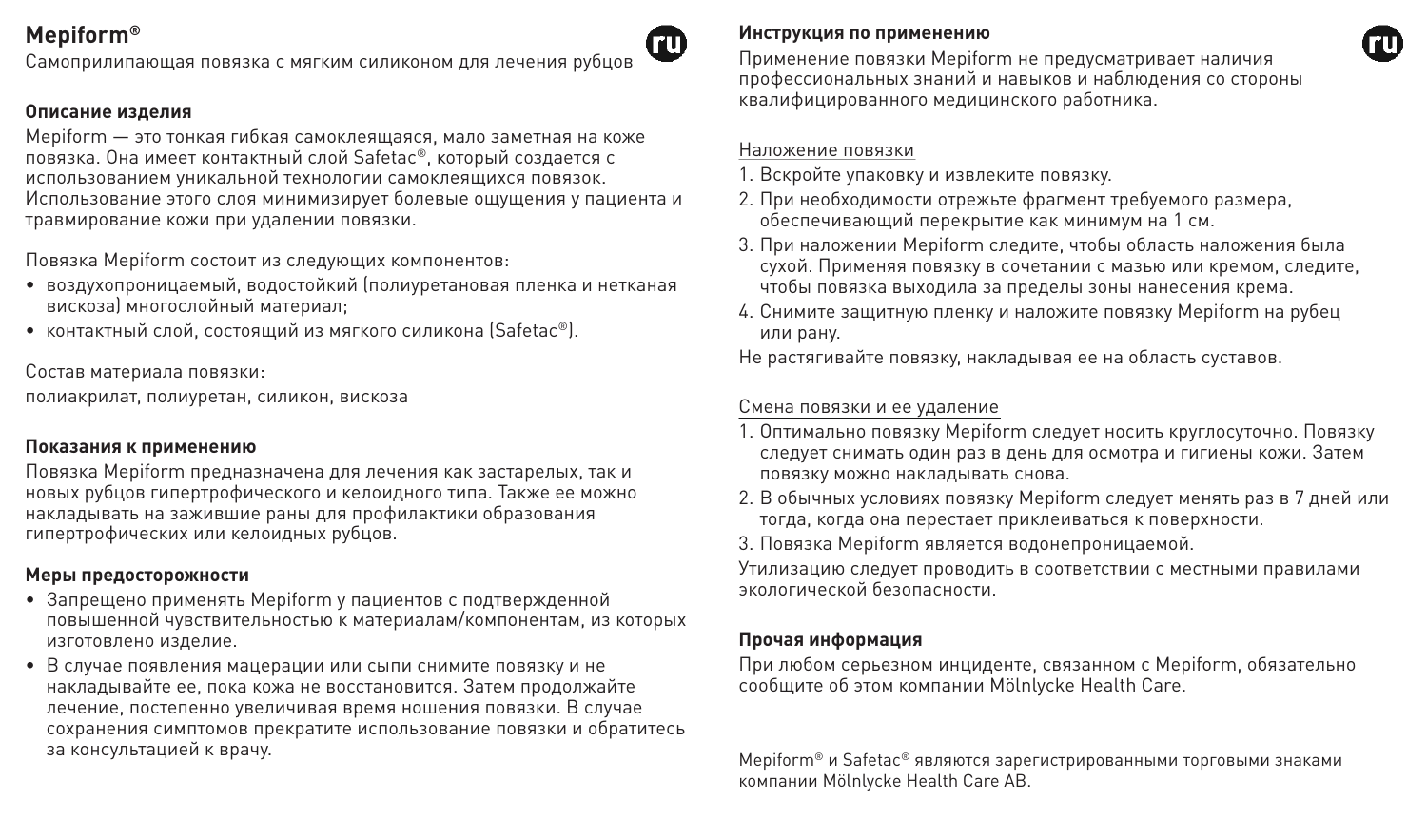# Mepiform®

Самоприлипающая повязка с мягким силиконом для лечения рубцов

ru

### Описание изделия

Mepiform — это тонкая гибкая самоклеящаяся, мало заметная на коже повязка. Она имеет контактный слой Safetac®, который создается с использованием уникальной технологии самоклеящихся повязок. Использование этого слоя минимизирует болевые ощущения у пациента и травмирование кожи при удалении повязки.

Повязка Mepiform состоит из следующих компонентов:

- воздухопроницаемый, водостойкий (полиуретановая пленка и нетканая вискоза) многослойный материал;
- контактный слой, состоящий из мягкого силикона (Safetac®).

Состав материала повязки:

полиакрилат, полиуретан, силикон, вискоза

### Показания к применению

Повязка Mepiform предназначена для лечения как застарелых, так и новых рубцов гипертрофического и келоидного типа. Также ее можно накладывать на зажившие раны для профилактики образования гипертрофических или келоидных рубцов.

### Меры предосторожности

- Запрещено применять Mepiform у пациентов с подтвержденной повышенной чувствительностью к материалам/компонентам, из которых изготовлено изделие.
- В случае появления мацерации или сыпи снимите повязку и не накладывайте ее, пока кожа не восстановится. Затем продолжайте лечение, постепенно увеличивая время ношения повязки. В случае сохранения симптомов прекратите использование повязки и обратитесь за консультацией к врачу.

### Инструкция по применению

Применение повязки Mepiform не предусматривает наличия профессиональных знаний и навыков и наблюдения со стороны квалифицированного медицинского работника.

Наложение повязки

1. Вскройте упаковку и извлеките повязку.
2. При необходимости отрежьте фрагмент требуемого размера, обеспечивающий перекрытие как минимум на 1 см.
3. При наложении Mepiform следите, чтобы область наложения была сухой. Применяя повязку в сочетании с мазью или кремом, следите, чтобы повязка выходила за пределы зоны нанесения крема.
4. Снимите защитную пленку и наложите повязку Mepiform на рубец или рану.

Не растягивайте повязку, накладывая ее на область суставов.

Смена повязки и ее удаление

1. Оптимально повязку Mepiform следует носить круглосуточно. Повязку следует снимать один раз в день для осмотра и гигиены кожи. Затем повязку можно накладывать снова.
2. В обычных условиях повязку Mepiform следует менять раз в 7 дней или тогда, когда она перестает приклеиваться к поверхности.
3. Повязка Mepiform является водонепроницаемой.

Утилизацию следует проводить в соответствии с местными правилами экологической безопасности.

### Прочая информация

При любом серьезном инциденте, связанном с Mepiform, обязательно сообщите об этом компании Mölnlycke Health Care.

Mepiform® и Safetac® являются зарегистрированными торговыми знаками компании Mölnlycke Health Care AB.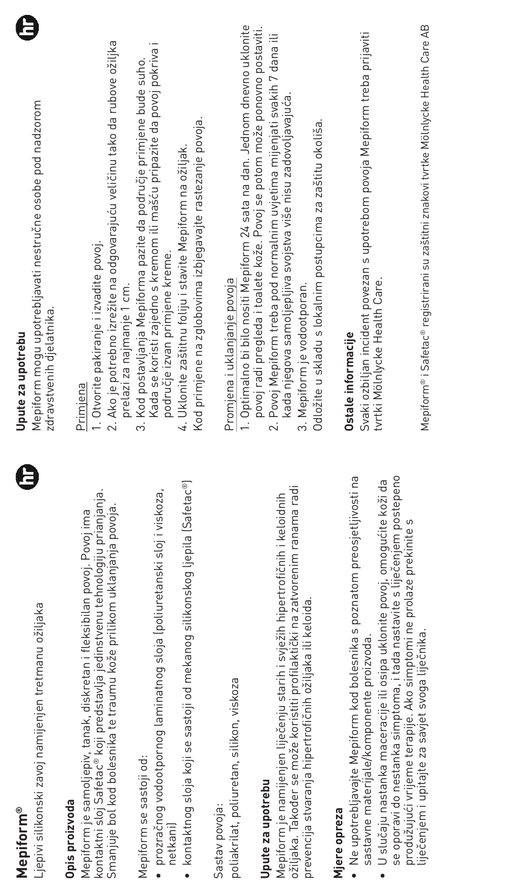# Mepiform®

Ljepivi silikonski zavoj namijenjen tretmanu ožiljaka

## Opis proizvoda

Mepiform je samoljepiv, tanak, diskretan i fleksibilan povoj. Povoj ima kontaktni sloj Safetac® koji predstavlja jedinstvenu tehnologiju prianjanja. Smanjuje bol kod bolesnika te traumu kože prilikom uklanjanja povoja.

Mepiform se sastoji od:

- prozračnog vodootpornog laminatnog sloja (poliuretanski sloj i viskoza, netkani)
- kontaktnog sloja koji se sastoji od mekanog silikonskog ljepila (Safetac®)

Sastav povoja:
poliakrilat, poliuretan, silikon, viskoza

## Upute za upotrebu

Mepiform je namijenjen liječenju starih i svježih hipertrofičnih i keloidnih ožiljaka. Također se može koristiti profilaktički na zatvorenim ranama radi prevencija stvaranja hipertrofičnih ožiljaka ili keloida.

## Mjere opreza

- Ne upotrebljavajte Mepiform kod bolesnika s poznatom preosjetljivosti na sastavne materijale/komponente proizvoda.
- U slučaju nastanka maceracije ili osipa uklonite povoj, omogućite koži da se oporavi do nestanka simptoma, i tada nastavite s liječenjem postepeno produžujući vrijeme terapije. Ako simptomi ne prolaze prekinite s liječenjem i upitajte za savjet svoga liječnika.

## Upute za upotrebu

Mepiform mogu upotrebljavati nestručne osobe pod nadzorom zdravstvenih djelatnika.

Primjena

1. Otvorite pakiranje i izvadite povoj.
2. Ako je potrebno izrežite na odgovarajuću veličinu tako da rubove ožiljka prelazi za najmanje 1 cm.
3. Kod postavljanja Mepiforma pazite da područje primjene bude suho. Kada se koristi zajedno s kremom ili mašću pripazite da povoj pokriva i područje izvan primjene kreme.
4. Uklonite zaštitnu foliju i stavite Mepiform na ožiljak.

Kod primjene na zglobovima izbjegavajte rastezanje povoja.

Promjena i uklanjanje povoja

1. Optimalno bi bilo nositi Mepiform 24 sata na dan. Jednom dnevno uklonite povoj radi pregleda i toalete kože. Povoj se potom može ponovno postaviti.
2. Povoj Mepiform treba pod normalnim uvjetima mijenjati svakih 7 dana ili kada njegova samoljepljiva svojstva više nisu zadovoljavajuća.
3. Mepiform je vodootporan.

Odložite u skladu s lokalnim postupcima za zaštitu okoliša.

## Ostale informacije

Svaki ozbiljan incident povezan s upotrebom povoja Mepiform treba prijaviti tvrtki Mölnlycke Health Care.

Mepiform® i Safetac® registrirani su zaštitni znakovi tvrtke Mölnlycke Health Care AB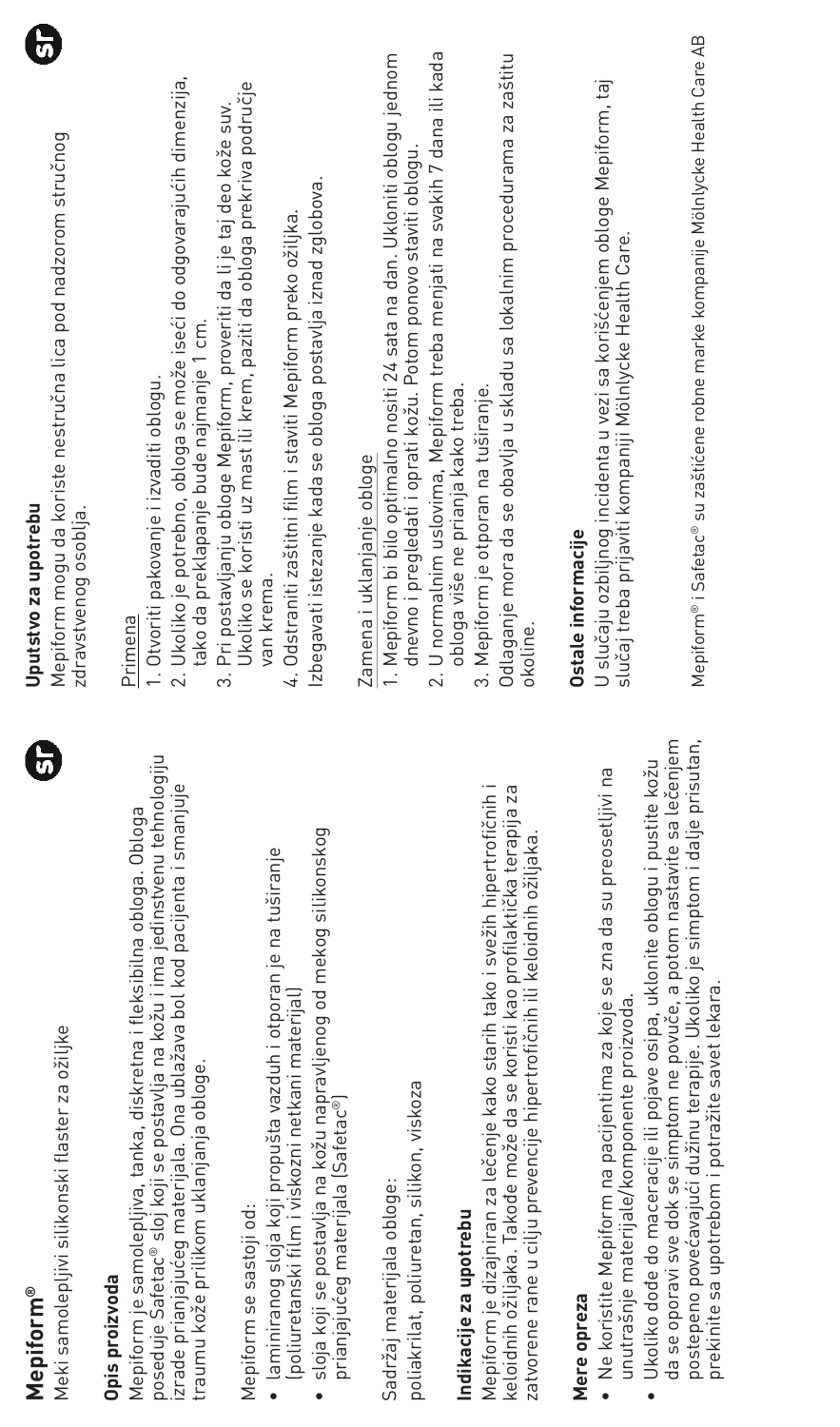# Mepiform®

Meki samolepljivi silikonski flaster za ožiljke

## Opis proizvoda

Mepiform je samolepljiva, tanka, diskretna i fleksibilna obloga. Obloga poseduje Safetac® sloj koji se postavlja na kožu i ima jedinstvenu tehnologiju izrade prianjajućeg materijala. Ona ublažava bol kod pacijenta i smanjuje traumu kože prilikom uklanjanja obloge.

Mepiform se sastoji od:

- laminiranog sloja koji propušta vazduh i otporan je na tuširanje (poliuretanski film i viskozni netkani materijal)
- sloja koji se postavlja na kožu napravljenog od mekog silikonskog prianjajućeg materijala (Safetac®)

Sadržaj materijala obloge:
poliakrilat, poliuretan, silikon, viskoza

## Indikacije za upotrebu

Mepiform je dizajniran za lečenje kako starih tako i svežih hipertrofičnih i keloidnih ožiljaka. Takođe može da se koristi kao profilaktička terapija za zatvorene rane u cilju prevencije hipertrofičnih ili keloidnih ožiljaka.

## Mere opreza

- Ne koristite Mepiform na pacijentima za koje se zna da su preosetljivi na unutrašnje materijale/komponente proizvoda.
- Ukoliko dođe do maceracije ili pojave osipa, uklonite oblogu i pustite kožu da se oporavi sve dok se simptom ne povuče, a potom nastavite sa lečenjem postepeno povećavajući dužinu terapije. Ukoliko je simptom i dalje prisutan, prekinite sa upotrebom i potražite savet lekara.

## Uputstvo za upotrebu

Mepiform mogu da koriste nestručna lica pod nadzorom stručnog zdravstvenog osoblja.

Primena

1. Otvoriti pakovanje i izvaditi oblogu.
2. Ukoliko je potrebno, obloga se može iseći do odgovarajućih dimenzija, tako da preklapanje bude najmanje 1 cm.
3. Pri postavljanju obloge Mepiform, proveriti da li je taj deo kože suv. Ukoliko se koristi uz mast ili krem, paziti da obloga prekriva područje van krema.
4. Odstraniti zaštitni film i staviti Mepiform preko ožiljka.

Izbegavati istezanje kada se obloga postavlja iznad zglobova.

Zamena i uklanjanje obloge

1. Mepiform bi bilo optimalno nositi 24 sata na dan. Ukloniti oblogu jednom dnevno i pregledati i oprati kožu. Potom ponovo staviti oblogu.
2. U normalnim uslovima, Mepiform treba menjati na svakih 7 dana ili kada obloga više ne prianja kako treba.
3. Mepiform je otporan na tuširanje.

Odlaganje mora da se obavlja u skladu sa lokalnim procedurama za zaštitu okoline.

## Ostale informacije

U slučaju ozbiljnog incidenta u vezi sa korišćenjem obloge Mepiform, taj slučaj treba prijaviti kompaniji Mölnlycke Health Care.

Mepiform® i Safetac® su zaštićene robne marke kompanije Mölnlycke Health Care AB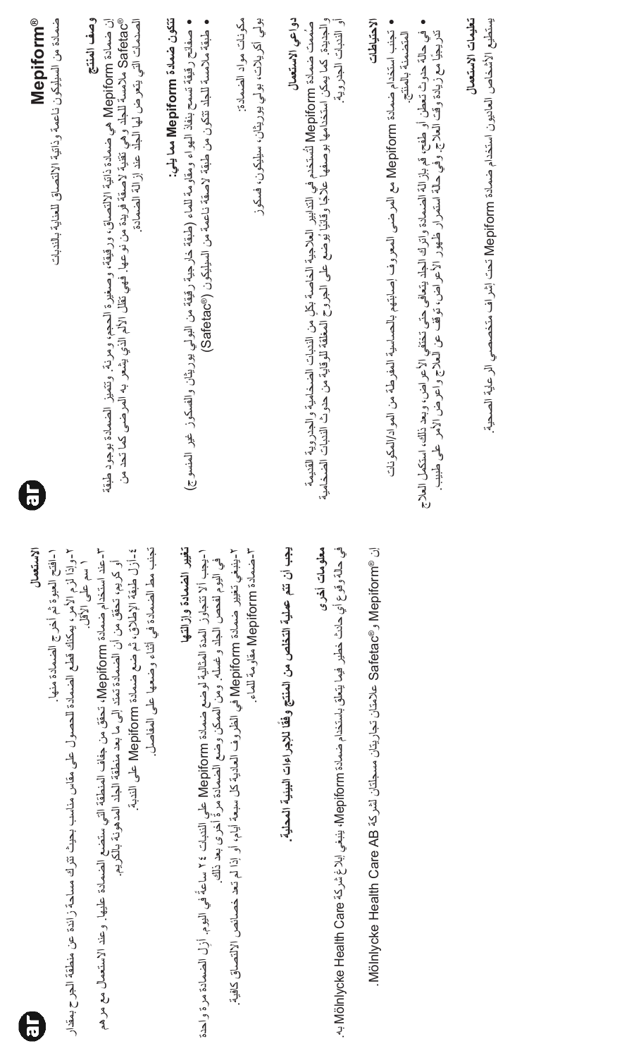# Mepiform®

ضمادة من السيليكون ناعمة وذاتية الالتصاق للعناية بالندبات

**وصف المنتج**

إن ضمادة Mepiform هي ضمادة ذاتية الالتصاق، ورقيقة، وصغيرة الحجم، ومرنة. وتتميز الضمادة بوجود طبقة Safetac® ملامسة للجلد وهي تقنية لاصقة فريدة من نوعها. فهي تقلل الألم الذي يشعر به المرضى كما تحد من الصدمات التي يتعرض لها الجلد عند إزالة الضمادة.

**تتكون ضمادة Mepiform مما يلي:**

- صفائح رقيقة تسمح بنفاذ الهواء ومقاومة الماء (طبقة خارجية رقيقة من البولي يوريثان والفسكوز غير المنسوج)
- طبقة ملامسة للجلد تتكون من طبقة لاصقة ناعمة من السيليكون (Safetac®)

مكونات مواد الضمادة:
بولي أكريلات، بولي يوريثان، سيليكون، فسكوز

**دواعي الاستعمال**

صممت ضمادة Mepiform لتُستخدم في التدابير العلاجية الخاصة بكل من الندبات الضخامية والجدرية القديمة والجديدة. كما يمكن استخدامها بوصفها علاجًا وقائيًا بوضع على الجروح المغلقة للوقاية من حدوث الندبات الضخامية أو الندبات الجدرية.

**الاحتياطات**

- تجنب استخدام ضمادة Mepiform مع المرضى المعروف إصابتهم بالحساسية المفرطة من المواد/المكونات المتضمنة بالمنتج.
- في حالة حدوث تعطن أو طفح، قم بإزالة الضمادة واترك الجلد يتعافى حتى تختفي الأعراض، وبعد ذلك، استكمل العلاج تدريجيًا مع زيادة وقت العلاج، وفي حالة استمرار ظهور الأعراض، توقف عن العلاج واعرض الأمر على طبيب.

**تعليمات الاستعمال**

يستطيع الأشخاص العاديون استخدام ضمادة Mepiform تحت إشراف متخصصي الرعاية الصحية.

**الاستعمال**

١-افتح العبوة ثم أخرج الضمادة منها.

٢-وإذا لزم الأمر، يمكنك قطع الضمادة للحصول على مقاس مناسب بحيث تترك مساحة زائدة عن منطقة الجرح بمقدار ١ سم على الأقل.

٣-عند استخدام ضمادة Mepiform، تحقق من جفاف المنطقة التي ستضع الضمادة عليها، وعند الاستعمال مع مرهم أو كريم، تحقق من أن الضمادة تمتد إلى ما بعد منطقة الجلد المدهونة بالكريم.

٤-أزل طبقة الإطلاق، ثم ضع ضمادة Mepiform على الندبة.

تجنب مط الضمادة في أثناء وضعها على المفاصل.

**تغيير الضمادة وإزالتها**

١-يجب ألا تتجاوز المدة المثالية لوضع ضمادة Mepiform على الندبات ٢٤ ساعة في اليوم. أزل الضمادة مرة واحدة في اليوم لفحص الجلد وغسله. ومن الممكن وضع الضمادة مرة أخرى بعد ذلك.

٢-ينبغي تغيير ضمادة Mepiform في الظروف العادية كل سبعة أيام، أو إذا لم تعد خصائص الالتصاق كافية.

٣-ضمادة Mepiform مقاومة للماء.

**يجب أن تتم عملية التخلص من المنتج وفقًا للإجراءات البيئية المحلية.**

**معلومات أخرى**

في حالة وقوع أي حادث خطير فيما يتعلق باستخدام ضمادة Mepiform، ينبغي إبلاغ شركة Mölnlycke Health Care به.

إن Mepiform® و Safetac® علامتان تجاريتان مسجلتان لشركة Mölnlycke Health Care AB.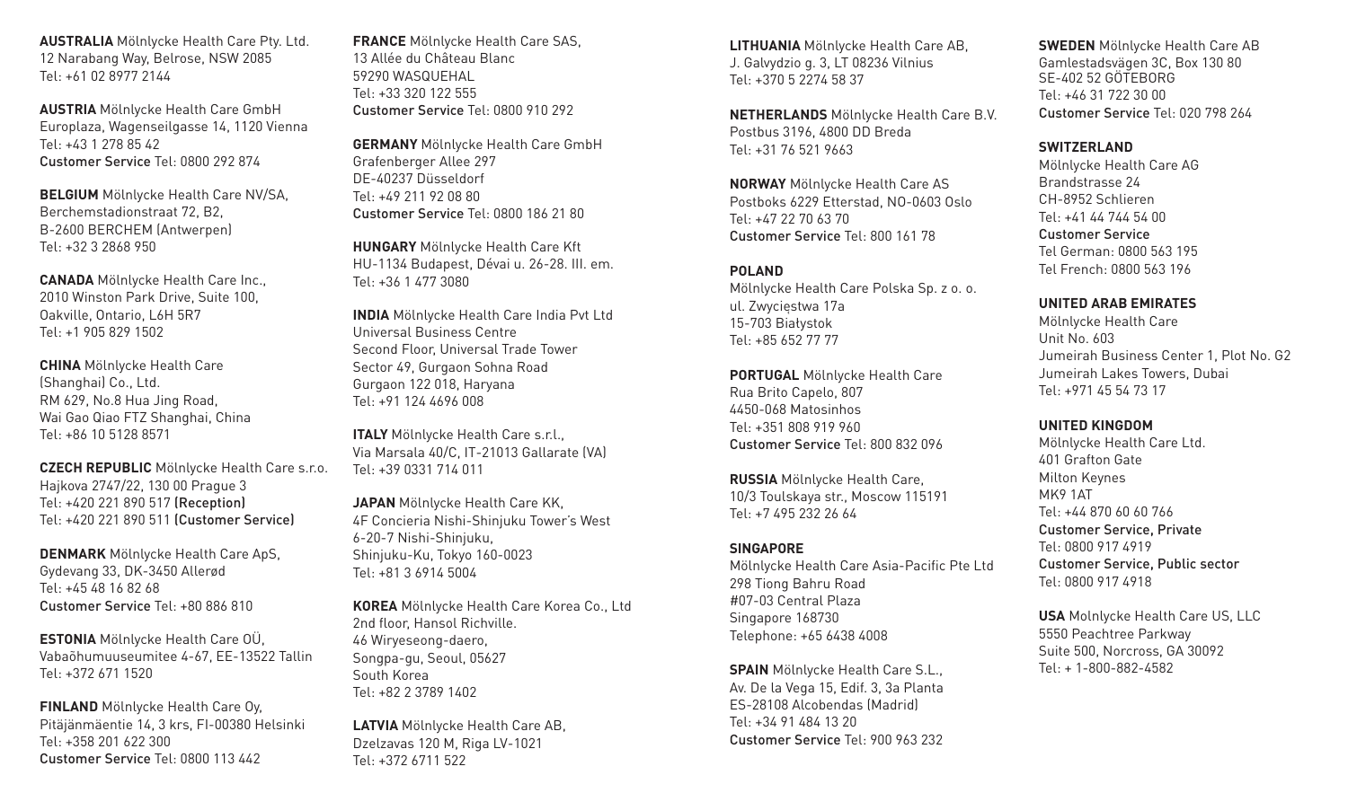**AUSTRALIA** Mölnlycke Health Care Pty. Ltd.
12 Narabang Way, Belrose, NSW 2085
Tel: +61 02 8977 2144

**AUSTRIA** Mölnlycke Health Care GmbH
Europlaza, Wagenseilgasse 14, 1120 Vienna
Tel: +43 1 278 85 42
Customer Service Tel: 0800 292 874

**BELGIUM** Mölnlycke Health Care NV/SA,
Berchemstadionstraat 72, B2,
B-2600 BERCHEM (Antwerpen)
Tel: +32 3 2868 950

**CANADA** Mölnlycke Health Care Inc.,
2010 Winston Park Drive, Suite 100,
Oakville, Ontario, L6H 5R7
Tel: +1 905 829 1502

**CHINA** Mölnlycke Health Care
(Shanghai) Co., Ltd.
RM 629, No.8 Hua Jing Road,
Wai Gao Qiao FTZ Shanghai, China
Tel: +86 10 5128 8571

**CZECH REPUBLIC** Mölnlycke Health Care s.r.o.
Hajkova 2747/22, 130 00 Prague 3
Tel: +420 221 890 517 (Reception)
Tel: +420 221 890 511 (Customer Service)

**DENMARK** Mölnlycke Health Care ApS,
Gydevang 33, DK-3450 Allerød
Tel: +45 48 16 82 68
Customer Service Tel: +80 886 810

**ESTONIA** Mölnlycke Health Care OÜ,
Vabaõhumuuseumitee 4-67, EE-13522 Tallin
Tel: +372 671 1520

**FINLAND** Mölnlycke Health Care Oy,
Pitäjänmäentie 14, 3 krs, FI-00380 Helsinki
Tel: +358 201 622 300
Customer Service Tel: 0800 113 442

**FRANCE** Mölnlycke Health Care SAS,
13 Allée du Château Blanc
59290 WASQUEHAL
Tel: +33 320 122 555
Customer Service Tel: 0800 910 292

**GERMANY** Mölnlycke Health Care GmbH
Grafenberger Allee 297
DE-40237 Düsseldorf
Tel: +49 211 92 08 80
Customer Service Tel: 0800 186 21 80

**HUNGARY** Mölnlycke Health Care Kft
HU-1134 Budapest, Dévai u. 26-28. III. em.
Tel: +36 1 477 3080

**INDIA** Mölnlycke Health Care India Pvt Ltd
Universal Business Centre
Second Floor, Universal Trade Tower
Sector 49, Gurgaon Sohna Road
Gurgaon 122 018, Haryana
Tel: +91 124 4696 008

**ITALY** Mölnlycke Health Care s.r.l.,
Via Marsala 40/C, IT-21013 Gallarate (VA)
Tel: +39 0331 714 011

**JAPAN** Mölnlycke Health Care KK,
4F Concieria Nishi-Shinjuku Tower's West
6-20-7 Nishi-Shinjuku,
Shinjuku-Ku, Tokyo 160-0023
Tel: +81 3 6914 5004

**KOREA** Mölnlycke Health Care Korea Co., Ltd
2nd floor, Hansol Richville.
46 Wiryeseong-daero,
Songpa-gu, Seoul, 05627
South Korea
Tel: +82 2 3789 1402

**LATVIA** Mölnlycke Health Care AB,
Dzelzavas 120 M, Riga LV-1021
Tel: +372 6711 522

**LITHUANIA** Mölnlycke Health Care AB,
J. Galvydzio g. 3, LT 08236 Vilnius
Tel: +370 5 2274 58 37

**NETHERLANDS** Mölnlycke Health Care B.V.
Postbus 3196, 4800 DD Breda
Tel: +31 76 521 9663

**NORWAY** Mölnlycke Health Care AS
Postboks 6229 Etterstad, NO-0603 Oslo
Tel: +47 22 70 63 70
Customer Service Tel: 800 161 78

**POLAND**
Mölnlycke Health Care Polska Sp. z o. o.
ul. Zwycięstwa 17a
15-703 Białystok
Tel: +85 652 77 77

**PORTUGAL** Mölnlycke Health Care
Rua Brito Capelo, 807
4450-068 Matosinhos
Tel: +351 808 919 960
Customer Service Tel: 800 832 096

**RUSSIA** Mölnlycke Health Care,
10/3 Toulskaya str., Moscow 115191
Tel: +7 495 232 26 64

**SINGAPORE**
Mölnlycke Health Care Asia-Pacific Pte Ltd
298 Tiong Bahru Road
#07-03 Central Plaza
Singapore 168730
Telephone: +65 6438 4008

**SPAIN** Mölnlycke Health Care S.L.,
Av. De la Vega 15, Edif. 3, 3a Planta
ES-28108 Alcobendas (Madrid)
Tel: +34 91 484 13 20
Customer Service Tel: 900 963 232

**SWEDEN** Mölnlycke Health Care AB
Gamlestadsvägen 3C, Box 130 80
SE-402 52 GÖTEBORG
Tel: +46 31 722 30 00
Customer Service Tel: 020 798 264

**SWITZERLAND**
Mölnlycke Health Care AG
Brandstrasse 24
CH-8952 Schlieren
Tel: +41 44 744 54 00
Customer Service
Tel German: 0800 563 195
Tel French: 0800 563 196

**UNITED ARAB EMIRATES**
Mölnlycke Health Care
Unit No. 603
Jumeirah Business Center 1, Plot No. G2
Jumeirah Lakes Towers, Dubai
Tel: +971 45 54 73 17

**UNITED KINGDOM**
Mölnlycke Health Care Ltd.
401 Grafton Gate
Milton Keynes
MK9 1AT
Tel: +44 870 60 60 766
Customer Service, Private
Tel: 0800 917 4919
Customer Service, Public sector
Tel: 0800 917 4918

**USA** Molnlycke Health Care US, LLC
5550 Peachtree Parkway
Suite 500, Norcross, GA 30092
Tel: + 1-800-882-4582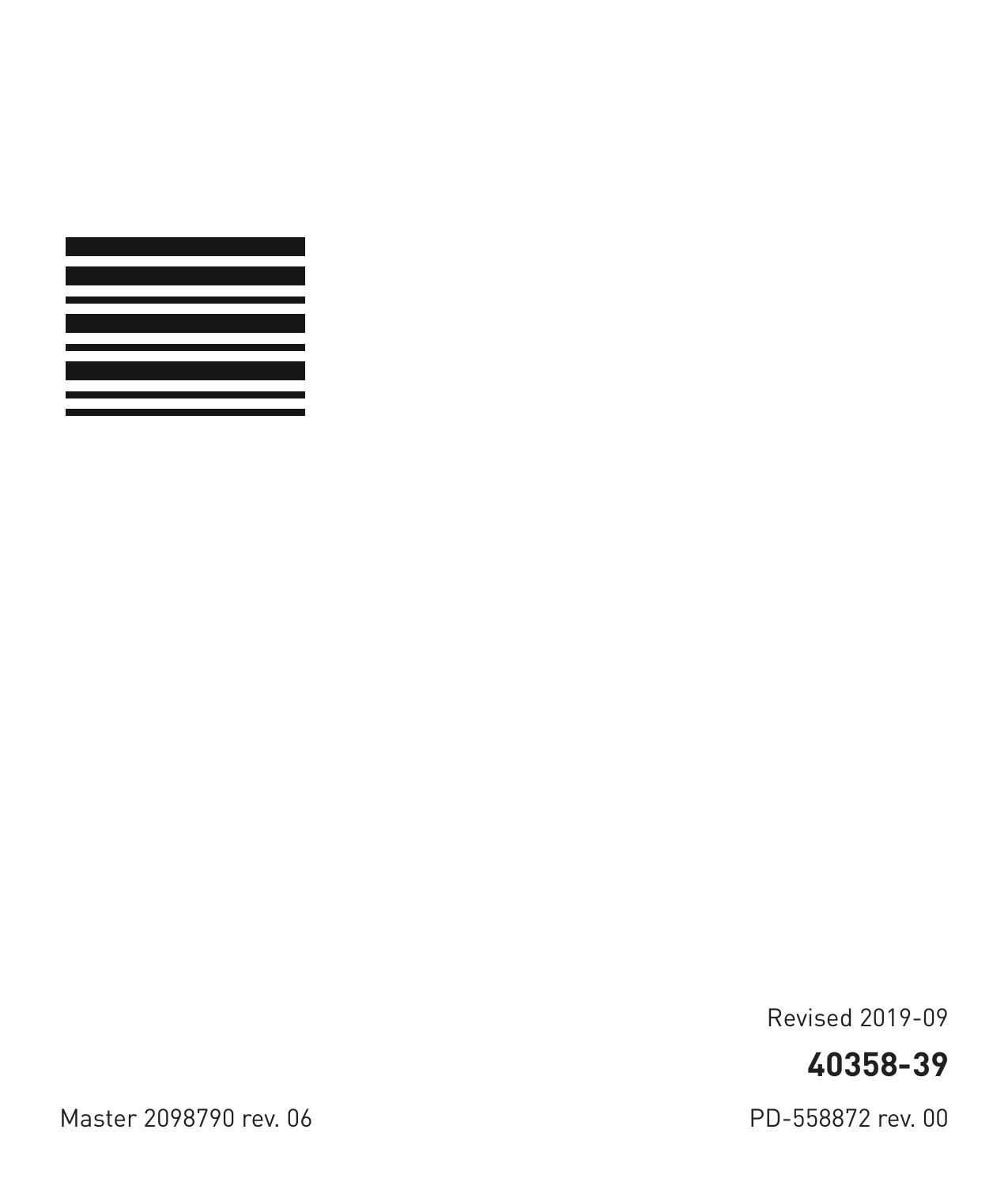Revised 2019-09

**40358-39**

Master 2098790 rev. 06

PD-558872 rev. 00